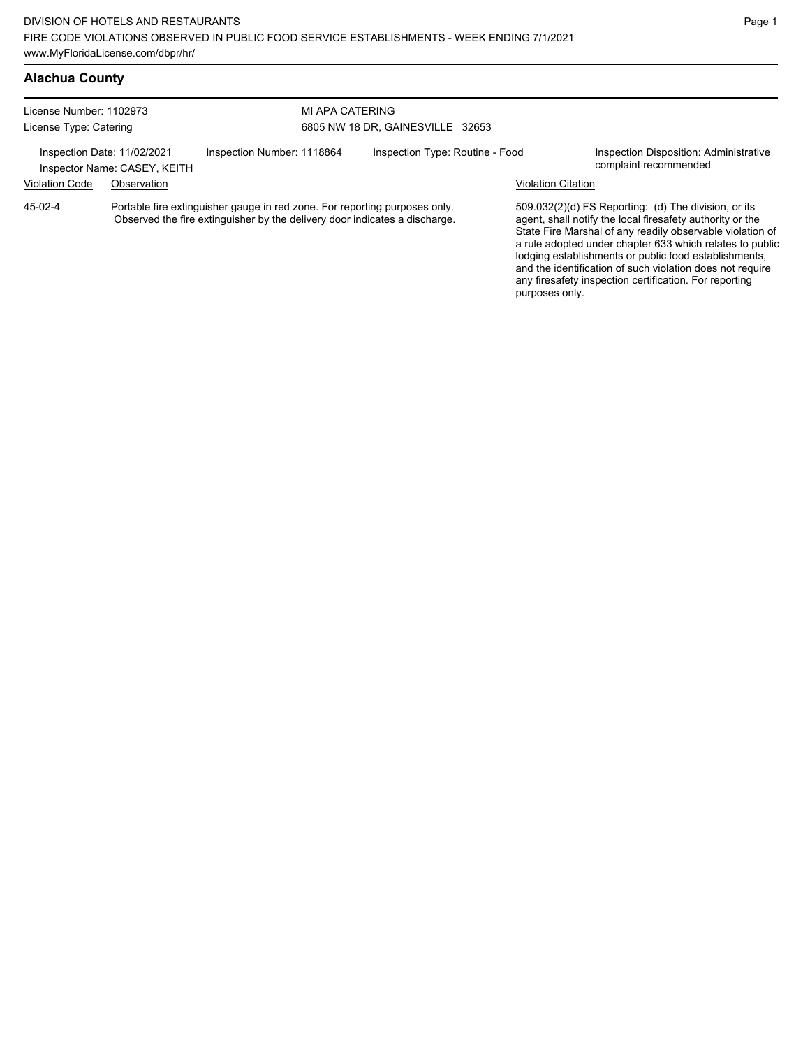DIVISION OF HOTELS AND RESTAURANTS
FIRE CODE VIOLATIONS OBSERVED IN PUBLIC FOOD SERVICE ESTABLISHMENTS - WEEK ENDING 7/1/2021
www.MyFloridaLicense.com/dbpr/hr/

## Alachua County

License Number: 1102973
License Type: Catering

MI APA CATERING
6805 NW 18 DR, GAINESVILLE 32653

Inspection Date: 11/02/2021
Inspector Name: CASEY, KEITH

Inspection Number: 1118864

Inspection Type: Routine - Food

Inspection Disposition: Administrative complaint recommended

| Violation Code | Observation | Violation Citation |
| --- | --- | --- |
| 45-02-4 | Portable fire extinguisher gauge in red zone. For reporting purposes only. Observed the fire extinguisher by the delivery door indicates a discharge. | 509.032(2)(d) FS Reporting: (d) The division, or its agent, shall notify the local firesafety authority or the State Fire Marshal of any readily observable violation of a rule adopted under chapter 633 which relates to public lodging establishments or public food establishments, and the identification of such violation does not require any firesafety inspection certification. For reporting purposes only. |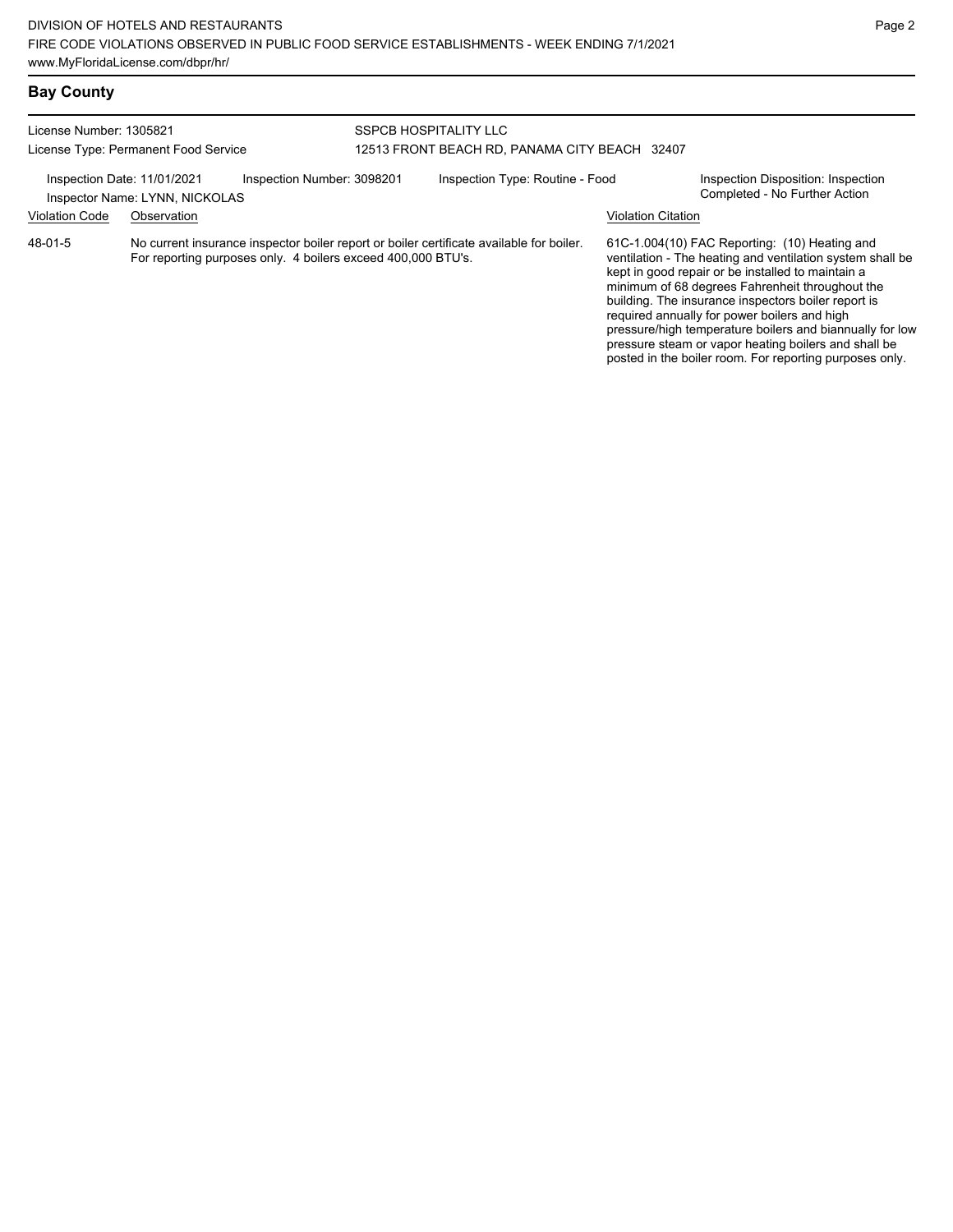## Bay County

License Number: 1305821
License Type: Permanent Food Service

SSPCB HOSPITALITY LLC
12513 FRONT BEACH RD, PANAMA CITY BEACH 32407

Inspection Date: 11/01/2021
Inspector Name: LYNN, NICKOLAS
Inspection Number: 3098201
Inspection Type: Routine - Food
Inspection Disposition: Inspection Completed - No Further Action

| Violation Code | Observation | Violation Citation |
|---|---|---|
| 48-01-5 | No current insurance inspector boiler report or boiler certificate available for boiler. For reporting purposes only. 4 boilers exceed 400,000 BTU's. | 61C-1.004(10) FAC Reporting: (10) Heating and ventilation - The heating and ventilation system shall be kept in good repair or be installed to maintain a minimum of 68 degrees Fahrenheit throughout the building. The insurance inspectors boiler report is required annually for power boilers and high pressure/high temperature boilers and biannually for low pressure steam or vapor heating boilers and shall be posted in the boiler room. For reporting purposes only. |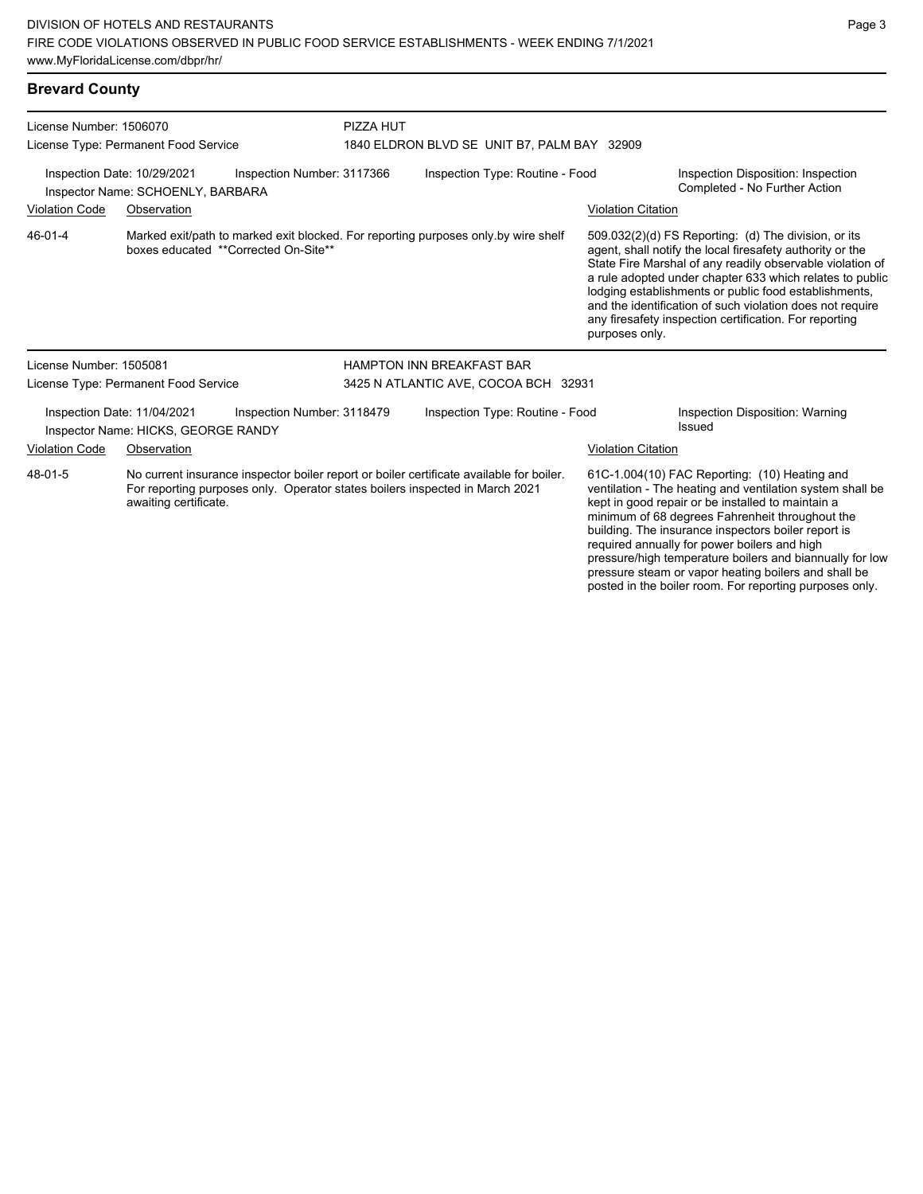## Brevard County

License Number: 1506070
License Type: Permanent Food Service

PIZZA HUT
1840 ELDRON BLVD SE UNIT B7, PALM BAY 32909

Inspection Date: 10/29/2021 Inspection Number: 3117366 Inspection Type: Routine - Food
Inspector Name: SCHOENLY, BARBARA
Inspection Disposition: Inspection Completed - No Further Action

| Violation Code | Observation | Violation Citation |
| --- | --- | --- |
| 46-01-4 | Marked exit/path to marked exit blocked. For reporting purposes only.by wire shelf boxes educated **Corrected On-Site** | 509.032(2)(d) FS Reporting: (d) The division, or its agent, shall notify the local firesafety authority or the State Fire Marshal of any readily observable violation of a rule adopted under chapter 633 which relates to public lodging establishments or public food establishments, and the identification of such violation does not require any firesafety inspection certification. For reporting purposes only. |

License Number: 1505081
License Type: Permanent Food Service

HAMPTON INN BREAKFAST BAR
3425 N ATLANTIC AVE, COCOA BCH 32931

Inspection Date: 11/04/2021 Inspection Number: 3118479 Inspection Type: Routine - Food
Inspector Name: HICKS, GEORGE RANDY
Inspection Disposition: Warning Issued

| Violation Code | Observation | Violation Citation |
| --- | --- | --- |
| 48-01-5 | No current insurance inspector boiler report or boiler certificate available for boiler. For reporting purposes only. Operator states boilers inspected in March 2021 awaiting certificate. | 61C-1.004(10) FAC Reporting: (10) Heating and ventilation - The heating and ventilation system shall be kept in good repair or be installed to maintain a minimum of 68 degrees Fahrenheit throughout the building. The insurance inspectors boiler report is required annually for power boilers and high pressure/high temperature boilers and biannually for low pressure steam or vapor heating boilers and shall be posted in the boiler room. For reporting purposes only. |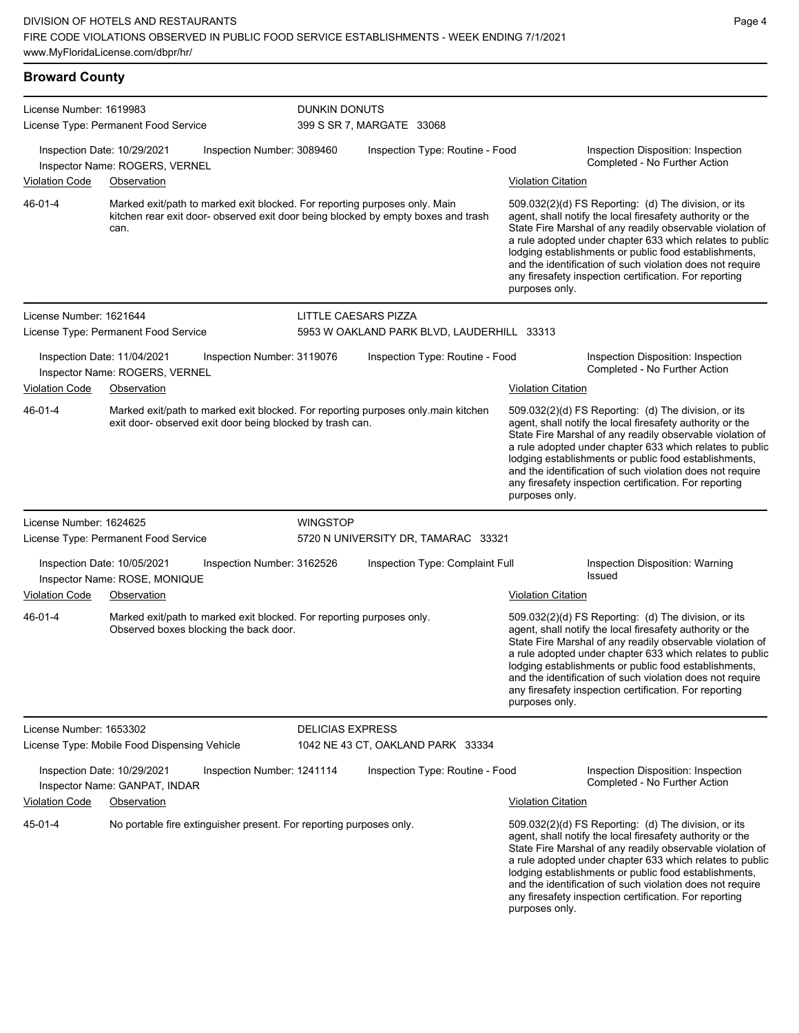## Broward County

**License Number:** 1619983
**License Type:** Permanent Food Service
**DUNKIN DONUTS**
399 S SR 7, MARGATE 33068

Inspection Date: 10/29/2021 | Inspection Number: 3089460 | Inspection Type: Routine - Food | Inspection Disposition: Inspection Completed - No Further Action
Inspector Name: ROGERS, VERNEL

| Violation Code | Observation | Violation Citation |
| --- | --- | --- |
| 46-01-4 | Marked exit/path to marked exit blocked. For reporting purposes only. Main kitchen rear exit door- observed exit door being blocked by empty boxes and trash can. | 509.032(2)(d) FS Reporting: (d) The division, or its agent, shall notify the local firesafety authority or the State Fire Marshal of any readily observable violation of a rule adopted under chapter 633 which relates to public lodging establishments or public food establishments, and the identification of such violation does not require any firesafety inspection certification. For reporting purposes only. |

---

**License Number:** 1621644
**License Type:** Permanent Food Service
**LITTLE CAESARS PIZZA**
5953 W OAKLAND PARK BLVD, LAUDERHILL 33313

Inspection Date: 11/04/2021 | Inspection Number: 3119076 | Inspection Type: Routine - Food | Inspection Disposition: Inspection Completed - No Further Action
Inspector Name: ROGERS, VERNEL

| Violation Code | Observation | Violation Citation |
| --- | --- | --- |
| 46-01-4 | Marked exit/path to marked exit blocked. For reporting purposes only.main kitchen exit door- observed exit door being blocked by trash can. | 509.032(2)(d) FS Reporting: (d) The division, or its agent, shall notify the local firesafety authority or the State Fire Marshal of any readily observable violation of a rule adopted under chapter 633 which relates to public lodging establishments or public food establishments, and the identification of such violation does not require any firesafety inspection certification. For reporting purposes only. |

---

**License Number:** 1624625
**License Type:** Permanent Food Service
**WINGSTOP**
5720 N UNIVERSITY DR, TAMARAC 33321

Inspection Date: 10/05/2021 | Inspection Number: 3162526 | Inspection Type: Complaint Full | Inspection Disposition: Warning Issued
Inspector Name: ROSE, MONIQUE

| Violation Code | Observation | Violation Citation |
| --- | --- | --- |
| 46-01-4 | Marked exit/path to marked exit blocked. For reporting purposes only. Observed boxes blocking the back door. | 509.032(2)(d) FS Reporting: (d) The division, or its agent, shall notify the local firesafety authority or the State Fire Marshal of any readily observable violation of a rule adopted under chapter 633 which relates to public lodging establishments or public food establishments, and the identification of such violation does not require any firesafety inspection certification. For reporting purposes only. |

---

**License Number:** 1653302
**License Type:** Mobile Food Dispensing Vehicle
**DELICIAS EXPRESS**
1042 NE 43 CT, OAKLAND PARK 33334

Inspection Date: 10/29/2021 | Inspection Number: 1241114 | Inspection Type: Routine - Food | Inspection Disposition: Inspection Completed - No Further Action
Inspector Name: GANPAT, INDAR

| Violation Code | Observation | Violation Citation |
| --- | --- | --- |
| 45-01-4 | No portable fire extinguisher present. For reporting purposes only. | 509.032(2)(d) FS Reporting: (d) The division, or its agent, shall notify the local firesafety authority or the State Fire Marshal of any readily observable violation of a rule adopted under chapter 633 which relates to public lodging establishments or public food establishments, and the identification of such violation does not require any firesafety inspection certification. For reporting purposes only. |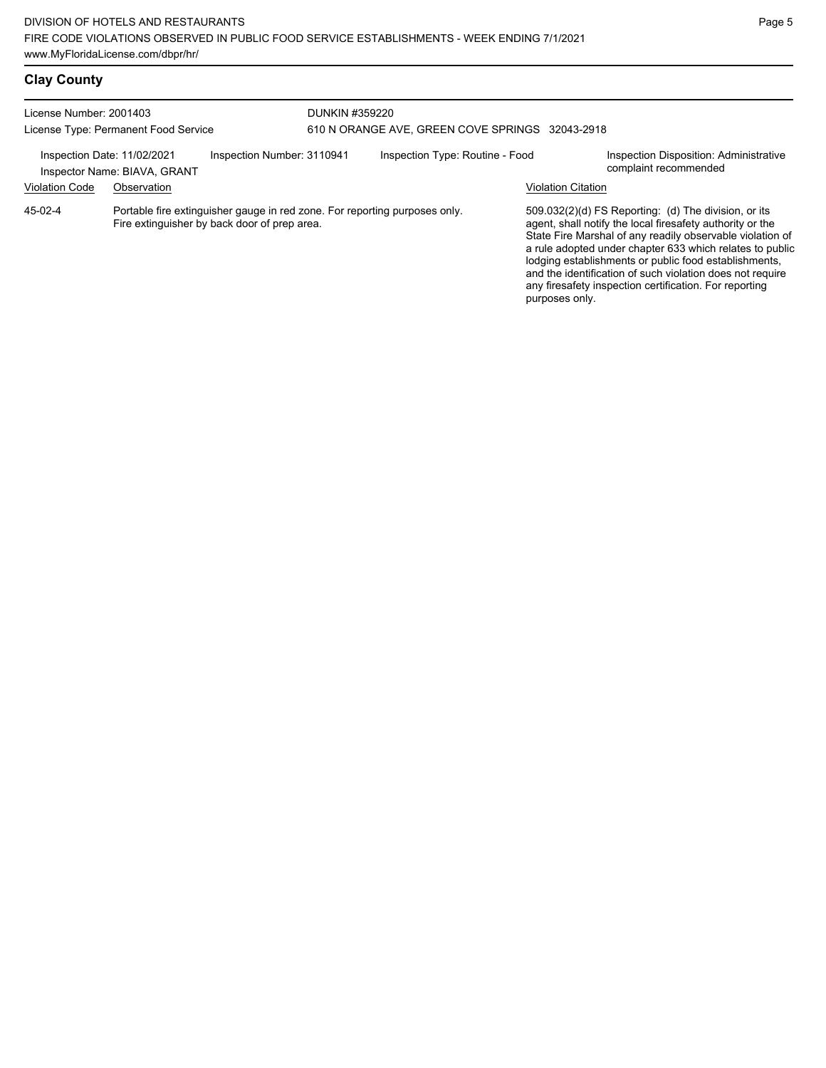## Clay County

License Number: 2001403
License Type: Permanent Food Service

DUNKIN #359220
610 N ORANGE AVE, GREEN COVE SPRINGS 32043-2918

Inspection Date: 11/02/2021
Inspector Name: BIAVA, GRANT
Inspection Number: 3110941
Inspection Type: Routine - Food
Inspection Disposition: Administrative complaint recommended

| Violation Code | Observation | Violation Citation |
| --- | --- | --- |
| 45-02-4 | Portable fire extinguisher gauge in red zone. For reporting purposes only. Fire extinguisher by back door of prep area. | 509.032(2)(d) FS Reporting: (d) The division, or its agent, shall notify the local firesafety authority or the State Fire Marshal of any readily observable violation of a rule adopted under chapter 633 which relates to public lodging establishments or public food establishments, and the identification of such violation does not require any firesafety inspection certification. For reporting purposes only. |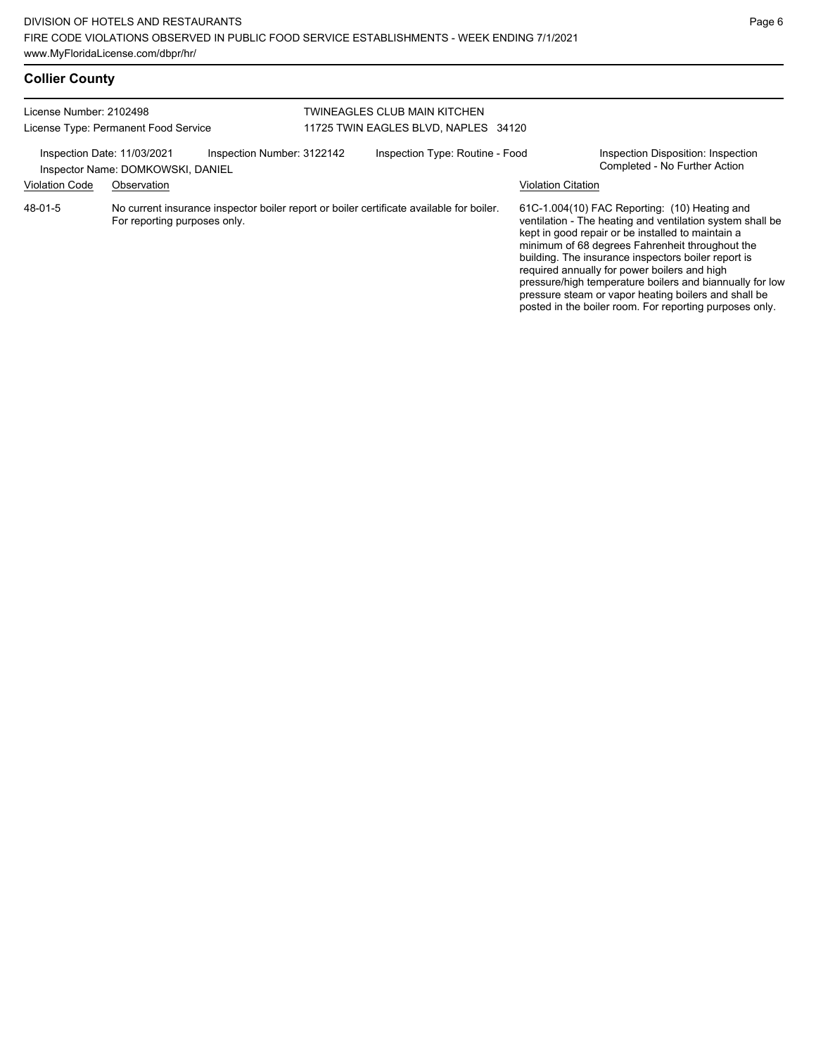## Collier County

License Number: 2102498
License Type: Permanent Food Service

TWINEAGLES CLUB MAIN KITCHEN
11725 TWIN EAGLES BLVD, NAPLES 34120

Inspection Date: 11/03/2021 Inspection Number: 3122142 Inspection Type: Routine - Food
Inspector Name: DOMKOWSKI, DANIEL
Inspection Disposition: Inspection Completed - No Further Action

| Violation Code | Observation | Violation Citation |
|---|---|---|
| 48-01-5 | No current insurance inspector boiler report or boiler certificate available for boiler. For reporting purposes only. | 61C-1.004(10) FAC Reporting: (10) Heating and ventilation - The heating and ventilation system shall be kept in good repair or be installed to maintain a minimum of 68 degrees Fahrenheit throughout the building. The insurance inspectors boiler report is required annually for power boilers and high pressure/high temperature boilers and biannually for low pressure steam or vapor heating boilers and shall be posted in the boiler room. For reporting purposes only. |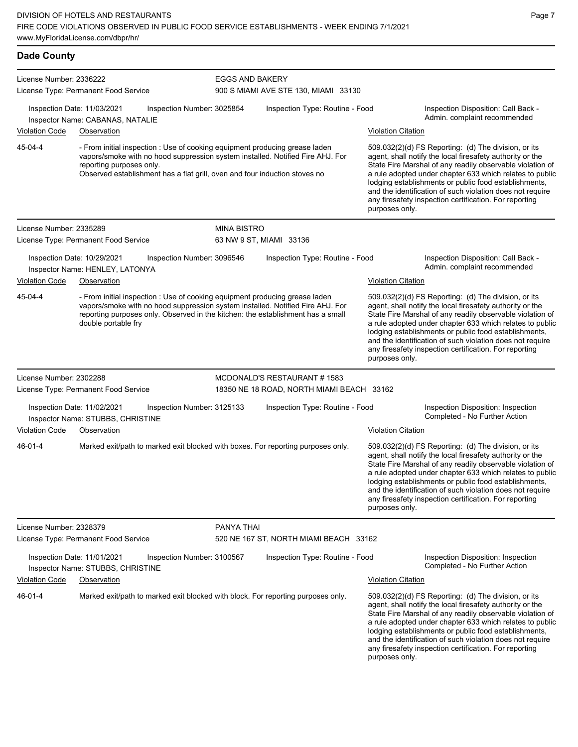## Dade County

**License Number:** 2336222
**License Type:** Permanent Food Service

**EGGS AND BAKERY**
900 S MIAMI AVE STE 130, MIAMI 33130

**Inspection Date:** 11/03/2021 **Inspection Number:** 3025854 **Inspection Type:** Routine - Food
**Inspector Name:** CABANAS, NATALIE
**Inspection Disposition:** Call Back - Admin. complaint recommended

| Violation Code | Observation | Violation Citation |
|---|---|---|
| 45-04-4 | - From initial inspection : Use of cooking equipment producing grease laden vapors/smoke with no hood suppression system installed. Notified Fire AHJ. For reporting purposes only. Observed establishment has a flat grill, oven and four induction stoves no | 509.032(2)(d) FS Reporting: (d) The division, or its agent, shall notify the local firesafety authority or the State Fire Marshal of any readily observable violation of a rule adopted under chapter 633 which relates to public lodging establishments or public food establishments, and the identification of such violation does not require any firesafety inspection certification. For reporting purposes only. |

**License Number:** 2335289
**License Type:** Permanent Food Service

**MINA BISTRO**
63 NW 9 ST, MIAMI 33136

**Inspection Date:** 10/29/2021 **Inspection Number:** 3096546 **Inspection Type:** Routine - Food
**Inspector Name:** HENLEY, LATONYA
**Inspection Disposition:** Call Back - Admin. complaint recommended

| Violation Code | Observation | Violation Citation |
|---|---|---|
| 45-04-4 | - From initial inspection : Use of cooking equipment producing grease laden vapors/smoke with no hood suppression system installed. Notified Fire AHJ. For reporting purposes only. Observed in the kitchen: the establishment has a small double portable fry | 509.032(2)(d) FS Reporting: (d) The division, or its agent, shall notify the local firesafety authority or the State Fire Marshal of any readily observable violation of a rule adopted under chapter 633 which relates to public lodging establishments or public food establishments, and the identification of such violation does not require any firesafety inspection certification. For reporting purposes only. |

**License Number:** 2302288
**License Type:** Permanent Food Service

**MCDONALD'S RESTAURANT # 1583**
18350 NE 18 ROAD, NORTH MIAMI BEACH 33162

**Inspection Date:** 11/02/2021 **Inspection Number:** 3125133 **Inspection Type:** Routine - Food
**Inspector Name:** STUBBS, CHRISTINE
**Inspection Disposition:** Inspection Completed - No Further Action

| Violation Code | Observation | Violation Citation |
|---|---|---|
| 46-01-4 | Marked exit/path to marked exit blocked with boxes. For reporting purposes only. | 509.032(2)(d) FS Reporting: (d) The division, or its agent, shall notify the local firesafety authority or the State Fire Marshal of any readily observable violation of a rule adopted under chapter 633 which relates to public lodging establishments or public food establishments, and the identification of such violation does not require any firesafety inspection certification. For reporting purposes only. |

**License Number:** 2328379
**License Type:** Permanent Food Service

**PANYA THAI**
520 NE 167 ST, NORTH MIAMI BEACH 33162

**Inspection Date:** 11/01/2021 **Inspection Number:** 3100567 **Inspection Type:** Routine - Food
**Inspector Name:** STUBBS, CHRISTINE
**Inspection Disposition:** Inspection Completed - No Further Action

| Violation Code | Observation | Violation Citation |
|---|---|---|
| 46-01-4 | Marked exit/path to marked exit blocked with block. For reporting purposes only. | 509.032(2)(d) FS Reporting: (d) The division, or its agent, shall notify the local firesafety authority or the State Fire Marshal of any readily observable violation of a rule adopted under chapter 633 which relates to public lodging establishments or public food establishments, and the identification of such violation does not require any firesafety inspection certification. For reporting purposes only. |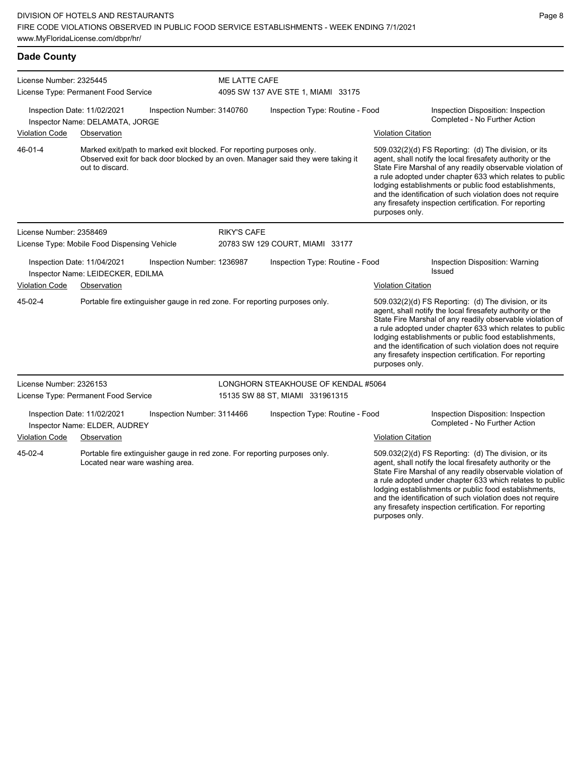## Dade County

**License Number:** 2325445 — **ME LATTE CAFE**
License Type: Permanent Food Service — 4095 SW 137 AVE STE 1, MIAMI 33175

Inspection Date: 11/02/2021 | Inspection Number: 3140760 | Inspection Type: Routine - Food | Inspection Disposition: Inspection Completed - No Further Action
Inspector Name: DELAMATA, JORGE

| Violation Code | Observation | Violation Citation |
| --- | --- | --- |
| 46-01-4 | Marked exit/path to marked exit blocked. For reporting purposes only. Observed exit for back door blocked by an oven. Manager said they were taking it out to discard. | 509.032(2)(d) FS Reporting: (d) The division, or its agent, shall notify the local firesafety authority or the State Fire Marshal of any readily observable violation of a rule adopted under chapter 633 which relates to public lodging establishments or public food establishments, and the identification of such violation does not require any firesafety inspection certification. For reporting purposes only. |

**License Number:** 2358469 — **RIKY'S CAFE**
License Type: Mobile Food Dispensing Vehicle — 20783 SW 129 COURT, MIAMI 33177

Inspection Date: 11/04/2021 | Inspection Number: 1236987 | Inspection Type: Routine - Food | Inspection Disposition: Warning Issued
Inspector Name: LEIDECKER, EDILMA

| Violation Code | Observation | Violation Citation |
| --- | --- | --- |
| 45-02-4 | Portable fire extinguisher gauge in red zone. For reporting purposes only. | 509.032(2)(d) FS Reporting: (d) The division, or its agent, shall notify the local firesafety authority or the State Fire Marshal of any readily observable violation of a rule adopted under chapter 633 which relates to public lodging establishments or public food establishments, and the identification of such violation does not require any firesafety inspection certification. For reporting purposes only. |

**License Number:** 2326153 — **LONGHORN STEAKHOUSE OF KENDAL #5064**
License Type: Permanent Food Service — 15135 SW 88 ST, MIAMI 331961315

Inspection Date: 11/02/2021 | Inspection Number: 3114466 | Inspection Type: Routine - Food | Inspection Disposition: Inspection Completed - No Further Action
Inspector Name: ELDER, AUDREY

| Violation Code | Observation | Violation Citation |
| --- | --- | --- |
| 45-02-4 | Portable fire extinguisher gauge in red zone. For reporting purposes only. Located near ware washing area. | 509.032(2)(d) FS Reporting: (d) The division, or its agent, shall notify the local firesafety authority or the State Fire Marshal of any readily observable violation of a rule adopted under chapter 633 which relates to public lodging establishments or public food establishments, and the identification of such violation does not require any firesafety inspection certification. For reporting purposes only. |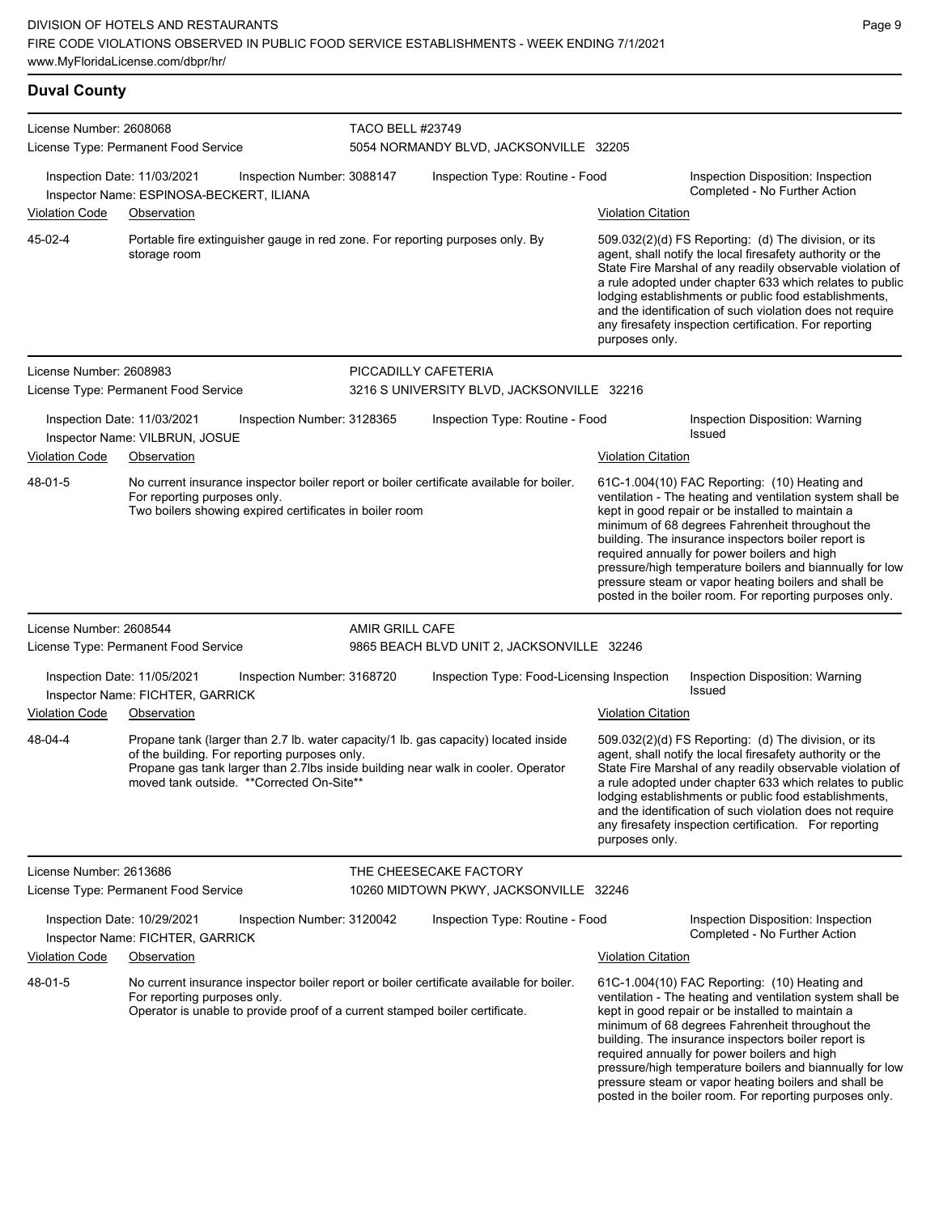## Duval County

**License Number:** 2608068
**License Type:** Permanent Food Service

**TACO BELL #23749**
5054 NORMANDY BLVD, JACKSONVILLE 32205

**Inspection Date:** 11/03/2021 | **Inspection Number:** 3088147 | **Inspection Type:** Routine - Food | **Inspection Disposition:** Inspection Completed - No Further Action

**Inspector Name:** ESPINOSA-BECKERT, ILIANA

| Violation Code | Observation | Violation Citation |
|---|---|---|
| 45-02-4 | Portable fire extinguisher gauge in red zone. For reporting purposes only. By storage room | 509.032(2)(d) FS Reporting: (d) The division, or its agent, shall notify the local firesafety authority or the State Fire Marshal of any readily observable violation of a rule adopted under chapter 633 which relates to public lodging establishments or public food establishments, and the identification of such violation does not require any firesafety inspection certification. For reporting purposes only. |

---

**License Number:** 2608983
**License Type:** Permanent Food Service

**PICCADILLY CAFETERIA**
3216 S UNIVERSITY BLVD, JACKSONVILLE 32216

**Inspection Date:** 11/03/2021 | **Inspection Number:** 3128365 | **Inspection Type:** Routine - Food | **Inspection Disposition:** Warning Issued

**Inspector Name:** VILBRUN, JOSUE

| Violation Code | Observation | Violation Citation |
|---|---|---|
| 48-01-5 | No current insurance inspector boiler report or boiler certificate available for boiler. For reporting purposes only. Two boilers showing expired certificates in boiler room | 61C-1.004(10) FAC Reporting: (10) Heating and ventilation - The heating and ventilation system shall be kept in good repair or be installed to maintain a minimum of 68 degrees Fahrenheit throughout the building. The insurance inspectors boiler report is required annually for power boilers and high pressure/high temperature boilers and biannually for low pressure steam or vapor heating boilers and shall be posted in the boiler room. For reporting purposes only. |

---

**License Number:** 2608544
**License Type:** Permanent Food Service

**AMIR GRILL CAFE**
9865 BEACH BLVD UNIT 2, JACKSONVILLE 32246

**Inspection Date:** 11/05/2021 | **Inspection Number:** 3168720 | **Inspection Type:** Food-Licensing Inspection | **Inspection Disposition:** Warning Issued

**Inspector Name:** FICHTER, GARRICK

| Violation Code | Observation | Violation Citation |
|---|---|---|
| 48-04-4 | Propane tank (larger than 2.7 lb. water capacity/1 lb. gas capacity) located inside of the building. For reporting purposes only. Propane gas tank larger than 2.7lbs inside building near walk in cooler. Operator moved tank outside. **Corrected On-Site** | 509.032(2)(d) FS Reporting: (d) The division, or its agent, shall notify the local firesafety authority or the State Fire Marshal of any readily observable violation of a rule adopted under chapter 633 which relates to public lodging establishments or public food establishments, and the identification of such violation does not require any firesafety inspection certification. For reporting purposes only. |

---

**License Number:** 2613686
**License Type:** Permanent Food Service

**THE CHEESECAKE FACTORY**
10260 MIDTOWN PKWY, JACKSONVILLE 32246

**Inspection Date:** 10/29/2021 | **Inspection Number:** 3120042 | **Inspection Type:** Routine - Food | **Inspection Disposition:** Inspection Completed - No Further Action

**Inspector Name:** FICHTER, GARRICK

| Violation Code | Observation | Violation Citation |
|---|---|---|
| 48-01-5 | No current insurance inspector boiler report or boiler certificate available for boiler. For reporting purposes only. Operator is unable to provide proof of a current stamped boiler certificate. | 61C-1.004(10) FAC Reporting: (10) Heating and ventilation - The heating and ventilation system shall be kept in good repair or be installed to maintain a minimum of 68 degrees Fahrenheit throughout the building. The insurance inspectors boiler report is required annually for power boilers and high pressure/high temperature boilers and biannually for low pressure steam or vapor heating boilers and shall be posted in the boiler room. For reporting purposes only. |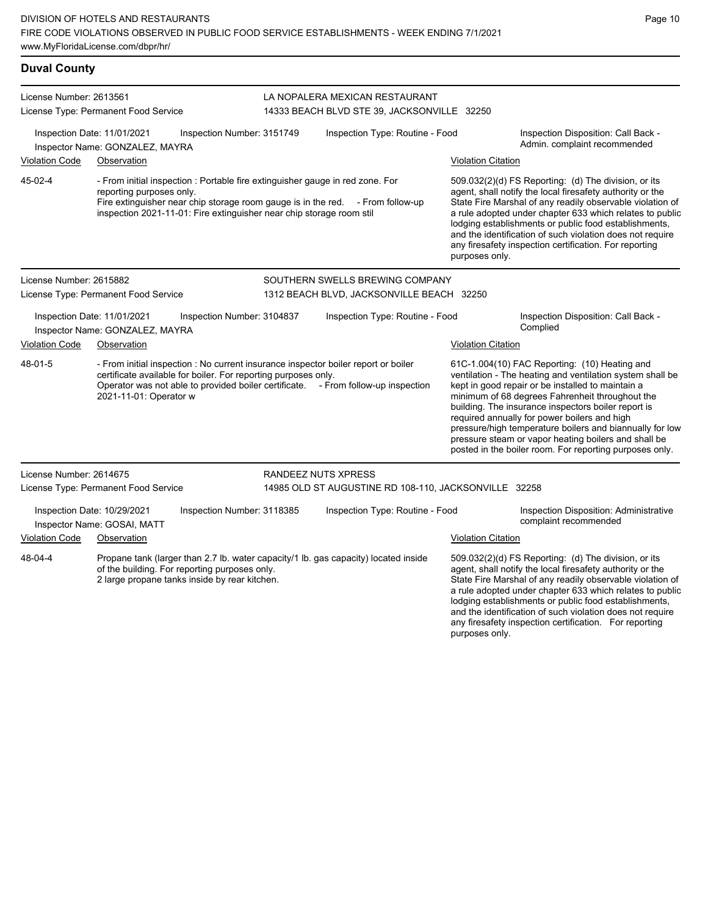## Duval County

**License Number:** 2613561
**License Type:** Permanent Food Service
**LA NOPALERA MEXICAN RESTAURANT**
14333 BEACH BLVD STE 39, JACKSONVILLE 32250

Inspection Date: 11/01/2021 | Inspection Number: 3151749 | Inspection Type: Routine - Food | Inspection Disposition: Call Back - Admin. complaint recommended
Inspector Name: GONZALEZ, MAYRA

| Violation Code | Observation | Violation Citation |
|---|---|---|
| 45-02-4 | - From initial inspection : Portable fire extinguisher gauge in red zone. For reporting purposes only. Fire extinguisher near chip storage room gauge is in the red. - From follow-up inspection 2021-11-01: Fire extinguisher near chip storage room stil | 509.032(2)(d) FS Reporting: (d) The division, or its agent, shall notify the local firesafety authority or the State Fire Marshal of any readily observable violation of a rule adopted under chapter 633 which relates to public lodging establishments or public food establishments, and the identification of such violation does not require any firesafety inspection certification. For reporting purposes only. |

**License Number:** 2615882
**License Type:** Permanent Food Service
**SOUTHERN SWELLS BREWING COMPANY**
1312 BEACH BLVD, JACKSONVILLE BEACH 32250

Inspection Date: 11/01/2021 | Inspection Number: 3104837 | Inspection Type: Routine - Food | Inspection Disposition: Call Back - Complied
Inspector Name: GONZALEZ, MAYRA

| Violation Code | Observation | Violation Citation |
|---|---|---|
| 48-01-5 | - From initial inspection : No current insurance inspector boiler report or boiler certificate available for boiler. For reporting purposes only. Operator was not able to provided boiler certificate. - From follow-up inspection 2021-11-01: Operator w | 61C-1.004(10) FAC Reporting: (10) Heating and ventilation - The heating and ventilation system shall be kept in good repair or be installed to maintain a minimum of 68 degrees Fahrenheit throughout the building. The insurance inspectors boiler report is required annually for power boilers and high pressure/high temperature boilers and biannually for low pressure steam or vapor heating boilers and shall be posted in the boiler room. For reporting purposes only. |

**License Number:** 2614675
**License Type:** Permanent Food Service
**RANDEEZ NUTS XPRESS**
14985 OLD ST AUGUSTINE RD 108-110, JACKSONVILLE 32258

Inspection Date: 10/29/2021 | Inspection Number: 3118385 | Inspection Type: Routine - Food | Inspection Disposition: Administrative complaint recommended
Inspector Name: GOSAI, MATT

| Violation Code | Observation | Violation Citation |
|---|---|---|
| 48-04-4 | Propane tank (larger than 2.7 lb. water capacity/1 lb. gas capacity) located inside of the building. For reporting purposes only. 2 large propane tanks inside by rear kitchen. | 509.032(2)(d) FS Reporting: (d) The division, or its agent, shall notify the local firesafety authority or the State Fire Marshal of any readily observable violation of a rule adopted under chapter 633 which relates to public lodging establishments or public food establishments, and the identification of such violation does not require any firesafety inspection certification. For reporting purposes only. |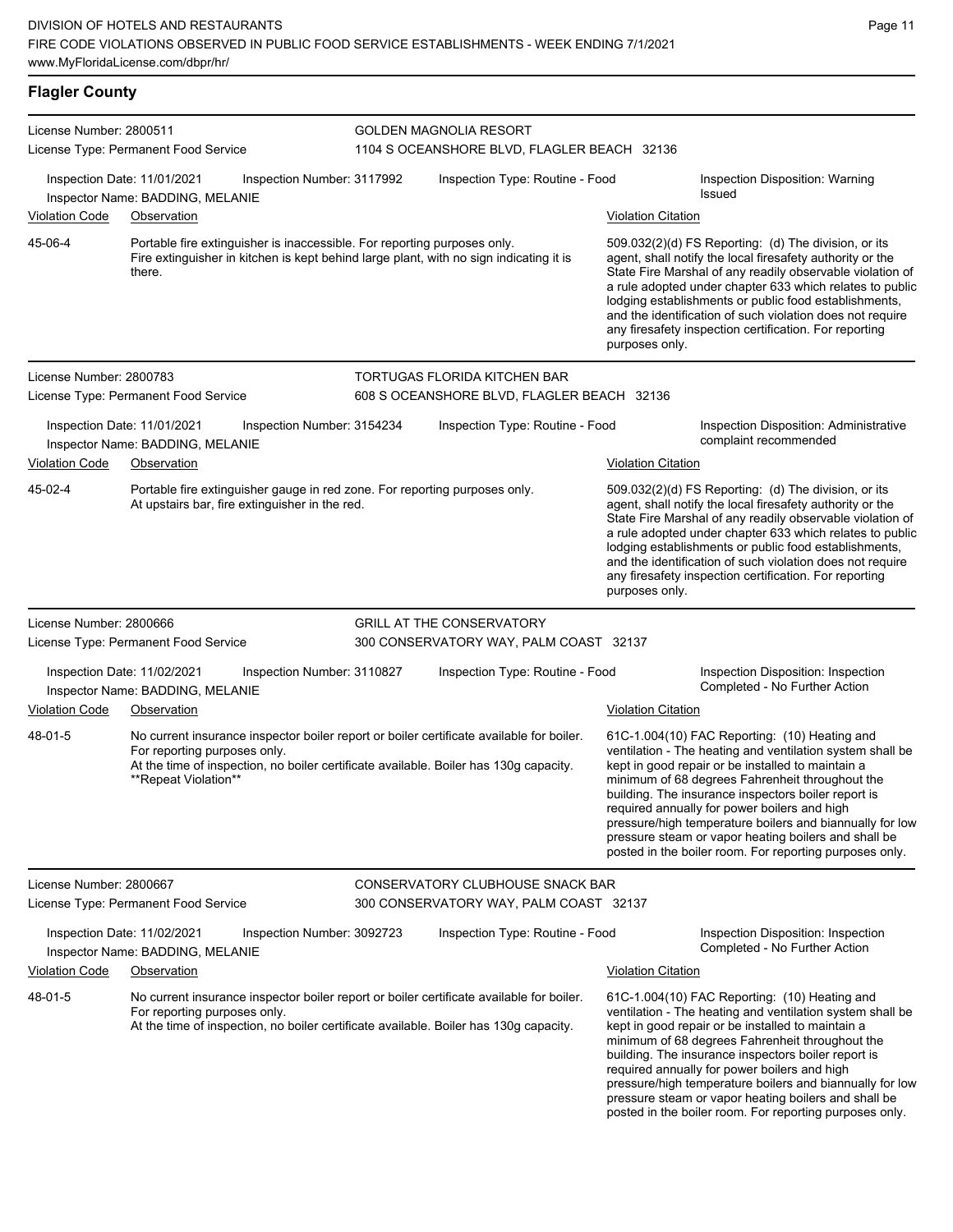## Flagler County

**License Number:** 2800511
**License Type:** Permanent Food Service

**GOLDEN MAGNOLIA RESORT**
1104 S OCEANSHORE BLVD, FLAGLER BEACH 32136

**Inspection Date:** 11/01/2021 | **Inspection Number:** 3117992 | **Inspection Type:** Routine - Food | **Inspection Disposition:** Warning Issued
**Inspector Name:** BADDING, MELANIE

| Violation Code | Observation | Violation Citation |
|---|---|---|
| 45-06-4 | Portable fire extinguisher is inaccessible. For reporting purposes only. Fire extinguisher in kitchen is kept behind large plant, with no sign indicating it is there. | 509.032(2)(d) FS Reporting: (d) The division, or its agent, shall notify the local firesafety authority or the State Fire Marshal of any readily observable violation of a rule adopted under chapter 633 which relates to public lodging establishments or public food establishments, and the identification of such violation does not require any firesafety inspection certification. For reporting purposes only. |

---

**License Number:** 2800783
**License Type:** Permanent Food Service

**TORTUGAS FLORIDA KITCHEN BAR**
608 S OCEANSHORE BLVD, FLAGLER BEACH 32136

**Inspection Date:** 11/01/2021 | **Inspection Number:** 3154234 | **Inspection Type:** Routine - Food | **Inspection Disposition:** Administrative complaint recommended
**Inspector Name:** BADDING, MELANIE

| Violation Code | Observation | Violation Citation |
|---|---|---|
| 45-02-4 | Portable fire extinguisher gauge in red zone. For reporting purposes only. At upstairs bar, fire extinguisher in the red. | 509.032(2)(d) FS Reporting: (d) The division, or its agent, shall notify the local firesafety authority or the State Fire Marshal of any readily observable violation of a rule adopted under chapter 633 which relates to public lodging establishments or public food establishments, and the identification of such violation does not require any firesafety inspection certification. For reporting purposes only. |

---

**License Number:** 2800666
**License Type:** Permanent Food Service

**GRILL AT THE CONSERVATORY**
300 CONSERVATORY WAY, PALM COAST 32137

**Inspection Date:** 11/02/2021 | **Inspection Number:** 3110827 | **Inspection Type:** Routine - Food | **Inspection Disposition:** Inspection Completed - No Further Action
**Inspector Name:** BADDING, MELANIE

| Violation Code | Observation | Violation Citation |
|---|---|---|
| 48-01-5 | No current insurance inspector boiler report or boiler certificate available for boiler. For reporting purposes only. At the time of inspection, no boiler certificate available. Boiler has 130g capacity. **Repeat Violation** | 61C-1.004(10) FAC Reporting: (10) Heating and ventilation - The heating and ventilation system shall be kept in good repair or be installed to maintain a minimum of 68 degrees Fahrenheit throughout the building. The insurance inspectors boiler report is required annually for power boilers and high pressure/high temperature boilers and biannually for low pressure steam or vapor heating boilers and shall be posted in the boiler room. For reporting purposes only. |

---

**License Number:** 2800667
**License Type:** Permanent Food Service

**CONSERVATORY CLUBHOUSE SNACK BAR**
300 CONSERVATORY WAY, PALM COAST 32137

**Inspection Date:** 11/02/2021 | **Inspection Number:** 3092723 | **Inspection Type:** Routine - Food | **Inspection Disposition:** Inspection Completed - No Further Action
**Inspector Name:** BADDING, MELANIE

| Violation Code | Observation | Violation Citation |
|---|---|---|
| 48-01-5 | No current insurance inspector boiler report or boiler certificate available for boiler. For reporting purposes only. At the time of inspection, no boiler certificate available. Boiler has 130g capacity. | 61C-1.004(10) FAC Reporting: (10) Heating and ventilation - The heating and ventilation system shall be kept in good repair or be installed to maintain a minimum of 68 degrees Fahrenheit throughout the building. The insurance inspectors boiler report is required annually for power boilers and high pressure/high temperature boilers and biannually for low pressure steam or vapor heating boilers and shall be posted in the boiler room. For reporting purposes only. |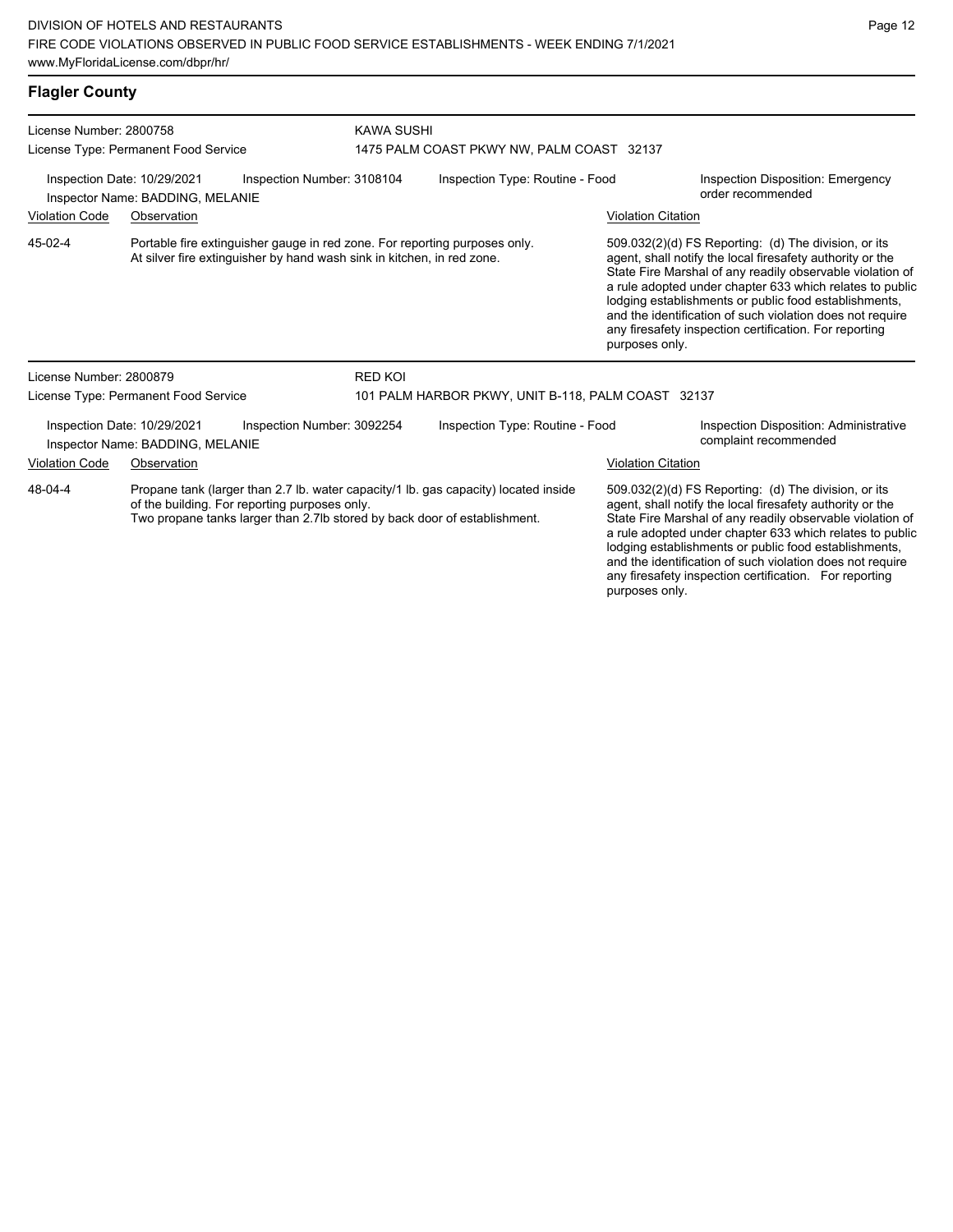## Flagler County

**License Number:** 2800758
**License Type:** Permanent Food Service

**KAWA SUSHI**
1475 PALM COAST PKWY NW, PALM COAST 32137

**Inspection Date:** 10/29/2021
**Inspection Number:** 3108104
**Inspection Type:** Routine - Food
**Inspection Disposition:** Emergency order recommended
**Inspector Name:** BADDING, MELANIE

| Violation Code | Observation | Violation Citation |
|---|---|---|
| 45-02-4 | Portable fire extinguisher gauge in red zone. For reporting purposes only. At silver fire extinguisher by hand wash sink in kitchen, in red zone. | 509.032(2)(d) FS Reporting: (d) The division, or its agent, shall notify the local firesafety authority or the State Fire Marshal of any readily observable violation of a rule adopted under chapter 633 which relates to public lodging establishments or public food establishments, and the identification of such violation does not require any firesafety inspection certification. For reporting purposes only. |

---

**License Number:** 2800879
**License Type:** Permanent Food Service

**RED KOI**
101 PALM HARBOR PKWY, UNIT B-118, PALM COAST 32137

**Inspection Date:** 10/29/2021
**Inspection Number:** 3092254
**Inspection Type:** Routine - Food
**Inspection Disposition:** Administrative complaint recommended
**Inspector Name:** BADDING, MELANIE

| Violation Code | Observation | Violation Citation |
|---|---|---|
| 48-04-4 | Propane tank (larger than 2.7 lb. water capacity/1 lb. gas capacity) located inside of the building. For reporting purposes only. Two propane tanks larger than 2.7lb stored by back door of establishment. | 509.032(2)(d) FS Reporting: (d) The division, or its agent, shall notify the local firesafety authority or the State Fire Marshal of any readily observable violation of a rule adopted under chapter 633 which relates to public lodging establishments or public food establishments, and the identification of such violation does not require any firesafety inspection certification. For reporting purposes only. |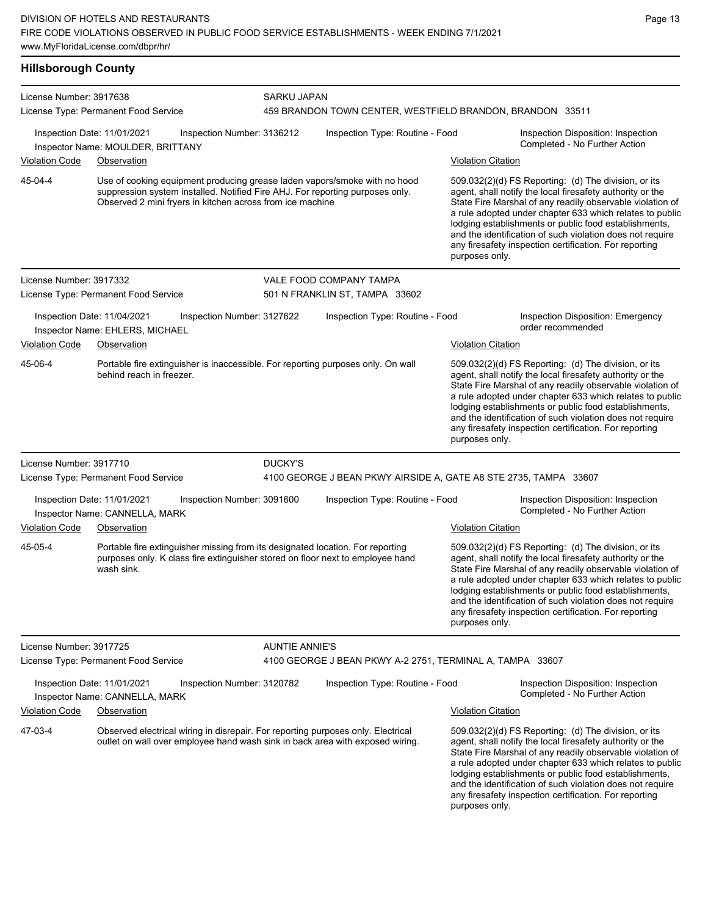## Hillsborough County

**License Number:** 3917638
**License Type:** Permanent Food Service
**SARKU JAPAN**
459 BRANDON TOWN CENTER, WESTFIELD BRANDON, BRANDON 33511

Inspection Date: 11/01/2021 | Inspection Number: 3136212 | Inspection Type: Routine - Food | Inspection Disposition: Inspection Completed - No Further Action
Inspector Name: MOULDER, BRITTANY

| Violation Code | Observation | Violation Citation |
|---|---|---|
| 45-04-4 | Use of cooking equipment producing grease laden vapors/smoke with no hood suppression system installed. Notified Fire AHJ. For reporting purposes only. Observed 2 mini fryers in kitchen across from ice machine | 509.032(2)(d) FS Reporting: (d) The division, or its agent, shall notify the local firesafety authority or the State Fire Marshal of any readily observable violation of a rule adopted under chapter 633 which relates to public lodging establishments or public food establishments, and the identification of such violation does not require any firesafety inspection certification. For reporting purposes only. |

**License Number:** 3917332
**License Type:** Permanent Food Service
**VALE FOOD COMPANY TAMPA**
501 N FRANKLIN ST, TAMPA 33602

Inspection Date: 11/04/2021 | Inspection Number: 3127622 | Inspection Type: Routine - Food | Inspection Disposition: Emergency order recommended
Inspector Name: EHLERS, MICHAEL

| Violation Code | Observation | Violation Citation |
|---|---|---|
| 45-06-4 | Portable fire extinguisher is inaccessible. For reporting purposes only. On wall behind reach in freezer. | 509.032(2)(d) FS Reporting: (d) The division, or its agent, shall notify the local firesafety authority or the State Fire Marshal of any readily observable violation of a rule adopted under chapter 633 which relates to public lodging establishments or public food establishments, and the identification of such violation does not require any firesafety inspection certification. For reporting purposes only. |

**License Number:** 3917710
**License Type:** Permanent Food Service
**DUCKY'S**
4100 GEORGE J BEAN PKWY AIRSIDE A, GATE A8 STE 2735, TAMPA 33607

Inspection Date: 11/01/2021 | Inspection Number: 3091600 | Inspection Type: Routine - Food | Inspection Disposition: Inspection Completed - No Further Action
Inspector Name: CANNELLA, MARK

| Violation Code | Observation | Violation Citation |
|---|---|---|
| 45-05-4 | Portable fire extinguisher missing from its designated location. For reporting purposes only. K class fire extinguisher stored on floor next to employee hand wash sink. | 509.032(2)(d) FS Reporting: (d) The division, or its agent, shall notify the local firesafety authority or the State Fire Marshal of any readily observable violation of a rule adopted under chapter 633 which relates to public lodging establishments or public food establishments, and the identification of such violation does not require any firesafety inspection certification. For reporting purposes only. |

**License Number:** 3917725
**License Type:** Permanent Food Service
**AUNTIE ANNIE'S**
4100 GEORGE J BEAN PKWY A-2 2751, TERMINAL A, TAMPA 33607

Inspection Date: 11/01/2021 | Inspection Number: 3120782 | Inspection Type: Routine - Food | Inspection Disposition: Inspection Completed - No Further Action
Inspector Name: CANNELLA, MARK

| Violation Code | Observation | Violation Citation |
|---|---|---|
| 47-03-4 | Observed electrical wiring in disrepair. For reporting purposes only. Electrical outlet on wall over employee hand wash sink in back area with exposed wiring. | 509.032(2)(d) FS Reporting: (d) The division, or its agent, shall notify the local firesafety authority or the State Fire Marshal of any readily observable violation of a rule adopted under chapter 633 which relates to public lodging establishments or public food establishments, and the identification of such violation does not require any firesafety inspection certification. For reporting purposes only. |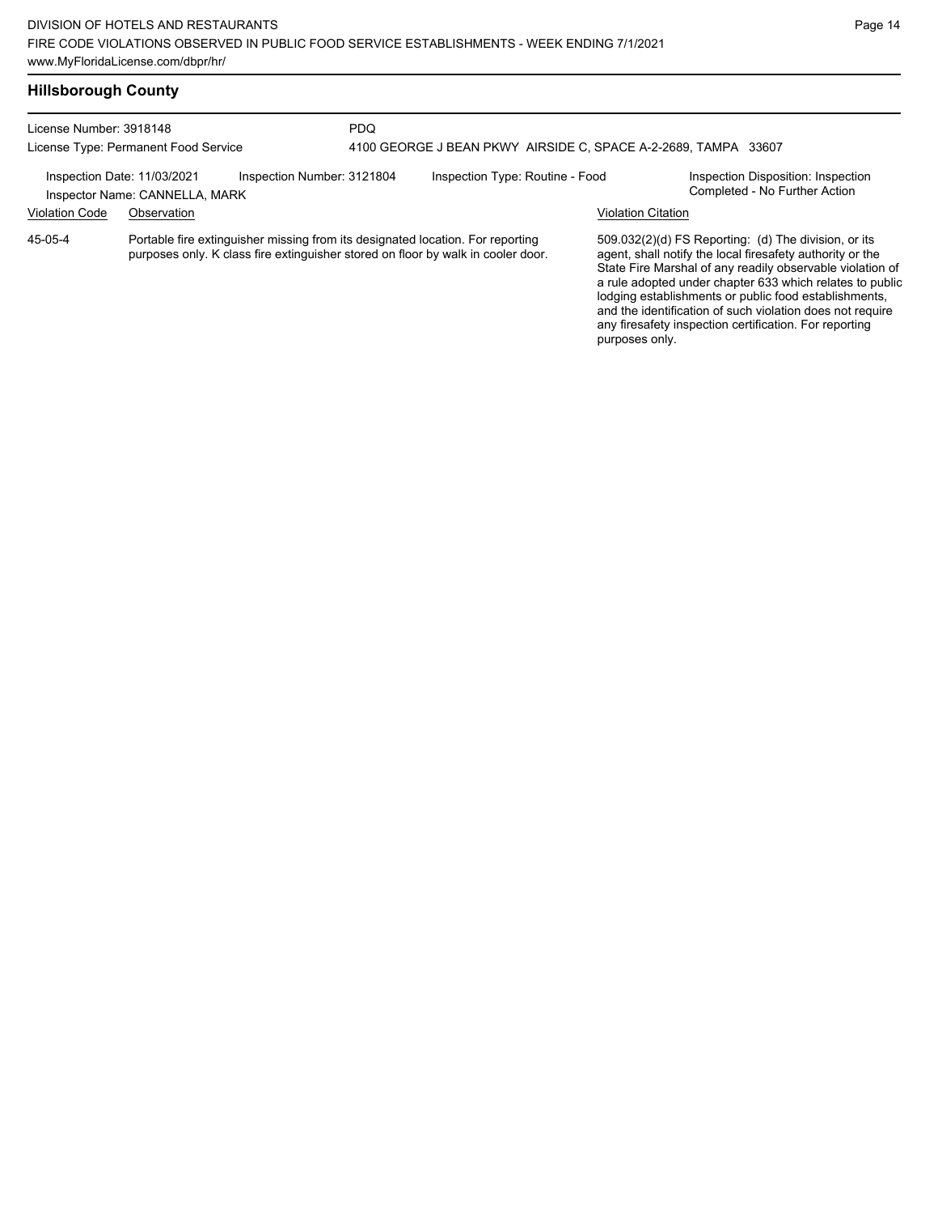## Hillsborough County

License Number: 3918148
License Type: Permanent Food Service

PDQ
4100 GEORGE J BEAN PKWY AIRSIDE C, SPACE A-2-2689, TAMPA 33607

Inspection Date: 11/03/2021
Inspector Name: CANNELLA, MARK

Inspection Number: 3121804

Inspection Type: Routine - Food

Inspection Disposition: Inspection Completed - No Further Action

| Violation Code | Observation | Violation Citation |
|---|---|---|
| 45-05-4 | Portable fire extinguisher missing from its designated location. For reporting purposes only. K class fire extinguisher stored on floor by walk in cooler door. | 509.032(2)(d) FS Reporting: (d) The division, or its agent, shall notify the local firesafety authority or the State Fire Marshal of any readily observable violation of a rule adopted under chapter 633 which relates to public lodging establishments or public food establishments, and the identification of such violation does not require any firesafety inspection certification. For reporting purposes only. |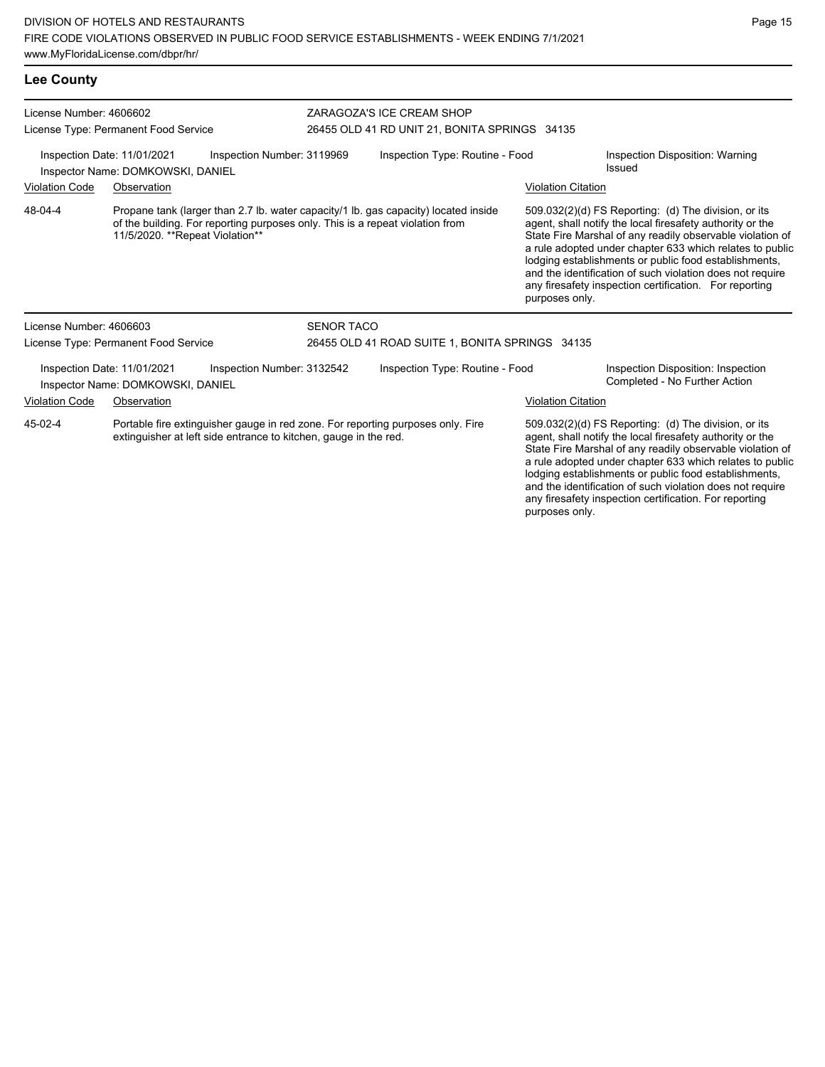## Lee County

License Number: 4606602
License Type: Permanent Food Service

ZARAGOZA'S ICE CREAM SHOP
26455 OLD 41 RD UNIT 21, BONITA SPRINGS 34135

Inspection Date: 11/01/2021
Inspection Number: 3119969
Inspection Type: Routine - Food
Inspection Disposition: Warning Issued
Inspector Name: DOMKOWSKI, DANIEL

| Violation Code | Observation | Violation Citation |
|---|---|---|
| 48-04-4 | Propane tank (larger than 2.7 lb. water capacity/1 lb. gas capacity) located inside of the building. For reporting purposes only. This is a repeat violation from 11/5/2020. **Repeat Violation** | 509.032(2)(d) FS Reporting: (d) The division, or its agent, shall notify the local firesafety authority or the State Fire Marshal of any readily observable violation of a rule adopted under chapter 633 which relates to public lodging establishments or public food establishments, and the identification of such violation does not require any firesafety inspection certification. For reporting purposes only. |

License Number: 4606603
License Type: Permanent Food Service

SENOR TACO
26455 OLD 41 ROAD SUITE 1, BONITA SPRINGS 34135

Inspection Date: 11/01/2021
Inspection Number: 3132542
Inspection Type: Routine - Food
Inspection Disposition: Inspection Completed - No Further Action
Inspector Name: DOMKOWSKI, DANIEL

| Violation Code | Observation | Violation Citation |
|---|---|---|
| 45-02-4 | Portable fire extinguisher gauge in red zone. For reporting purposes only. Fire extinguisher at left side entrance to kitchen, gauge in the red. | 509.032(2)(d) FS Reporting: (d) The division, or its agent, shall notify the local firesafety authority or the State Fire Marshal of any readily observable violation of a rule adopted under chapter 633 which relates to public lodging establishments or public food establishments, and the identification of such violation does not require any firesafety inspection certification. For reporting purposes only. |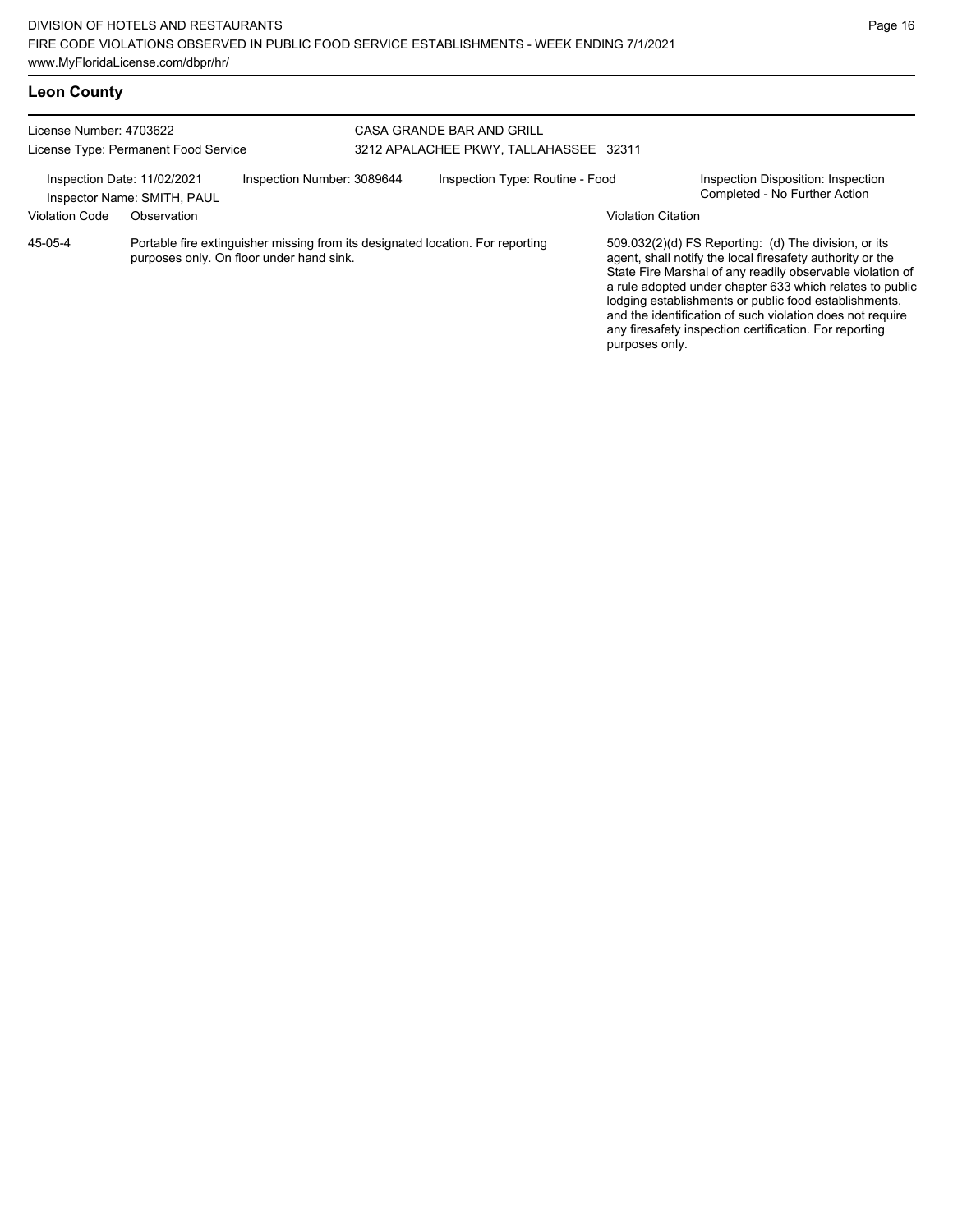## Leon County

License Number: 4703622
License Type: Permanent Food Service

CASA GRANDE BAR AND GRILL
3212 APALACHEE PKWY, TALLAHASSEE 32311

Inspection Date: 11/02/2021
Inspector Name: SMITH, PAUL

Inspection Number: 3089644

Inspection Type: Routine - Food

Inspection Disposition: Inspection Completed - No Further Action

| Violation Code | Observation | Violation Citation |
| --- | --- | --- |
| 45-05-4 | Portable fire extinguisher missing from its designated location. For reporting purposes only. On floor under hand sink. | 509.032(2)(d) FS Reporting: (d) The division, or its agent, shall notify the local firesafety authority or the State Fire Marshal of any readily observable violation of a rule adopted under chapter 633 which relates to public lodging establishments or public food establishments, and the identification of such violation does not require any firesafety inspection certification. For reporting purposes only. |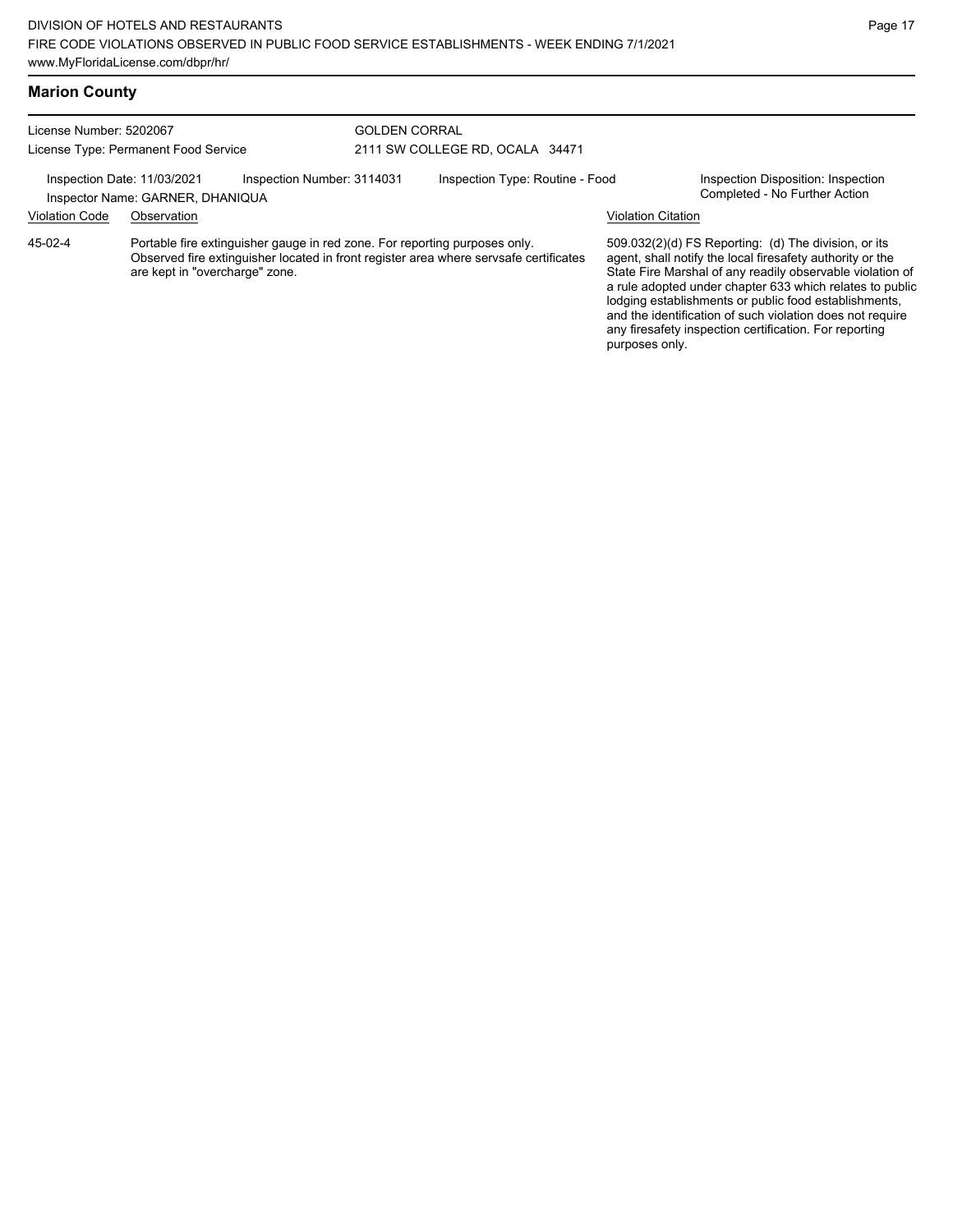## Marion County

License Number: 5202067
License Type: Permanent Food Service

GOLDEN CORRAL
2111 SW COLLEGE RD, OCALA 34471

Inspection Date: 11/03/2021
Inspector Name: GARNER, DHANIQUA
Inspection Number: 3114031
Inspection Type: Routine - Food
Inspection Disposition: Inspection Completed - No Further Action

| Violation Code | Observation | Violation Citation |
|---|---|---|
| 45-02-4 | Portable fire extinguisher gauge in red zone. For reporting purposes only. Observed fire extinguisher located in front register area where servsafe certificates are kept in "overcharge" zone. | 509.032(2)(d) FS Reporting: (d) The division, or its agent, shall notify the local firesafety authority or the State Fire Marshal of any readily observable violation of a rule adopted under chapter 633 which relates to public lodging establishments or public food establishments, and the identification of such violation does not require any firesafety inspection certification. For reporting purposes only. |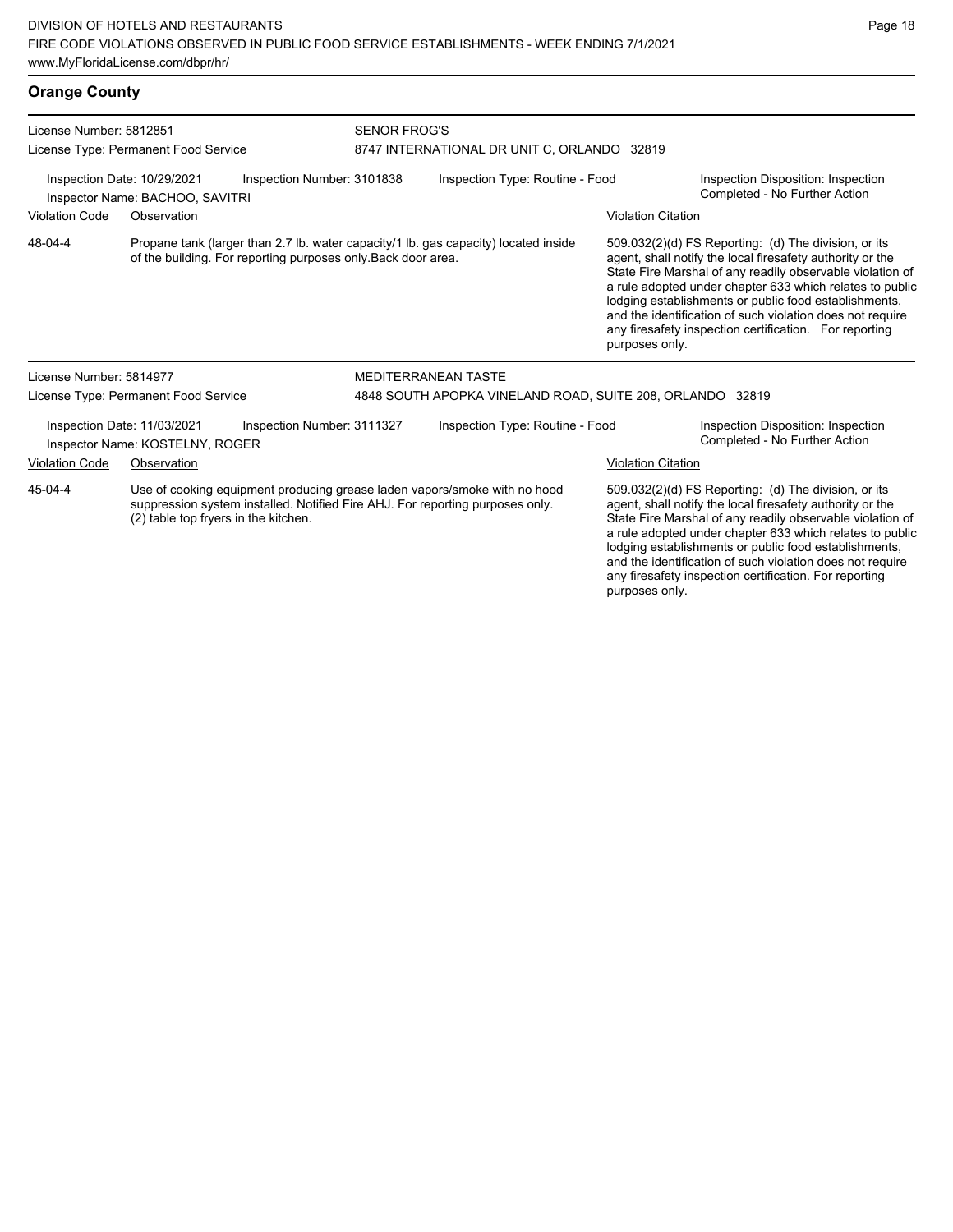## Orange County

**License Number:** 5812851
**License Type:** Permanent Food Service

**SENOR FROG'S**
8747 INTERNATIONAL DR UNIT C, ORLANDO 32819

Inspection Date: 10/29/2021 | Inspection Number: 3101838 | Inspection Type: Routine - Food | Inspection Disposition: Inspection Completed - No Further Action
Inspector Name: BACHOO, SAVITRI

| Violation Code | Observation | Violation Citation |
|---|---|---|
| 48-04-4 | Propane tank (larger than 2.7 lb. water capacity/1 lb. gas capacity) located inside of the building. For reporting purposes only.Back door area. | 509.032(2)(d) FS Reporting: (d) The division, or its agent, shall notify the local firesafety authority or the State Fire Marshal of any readily observable violation of a rule adopted under chapter 633 which relates to public lodging establishments or public food establishments, and the identification of such violation does not require any firesafety inspection certification. For reporting purposes only. |

**License Number:** 5814977
**License Type:** Permanent Food Service

**MEDITERRANEAN TASTE**
4848 SOUTH APOPKA VINELAND ROAD, SUITE 208, ORLANDO 32819

Inspection Date: 11/03/2021 | Inspection Number: 3111327 | Inspection Type: Routine - Food | Inspection Disposition: Inspection Completed - No Further Action
Inspector Name: KOSTELNY, ROGER

| Violation Code | Observation | Violation Citation |
|---|---|---|
| 45-04-4 | Use of cooking equipment producing grease laden vapors/smoke with no hood suppression system installed. Notified Fire AHJ. For reporting purposes only. (2) table top fryers in the kitchen. | 509.032(2)(d) FS Reporting: (d) The division, or its agent, shall notify the local firesafety authority or the State Fire Marshal of any readily observable violation of a rule adopted under chapter 633 which relates to public lodging establishments or public food establishments, and the identification of such violation does not require any firesafety inspection certification. For reporting purposes only. |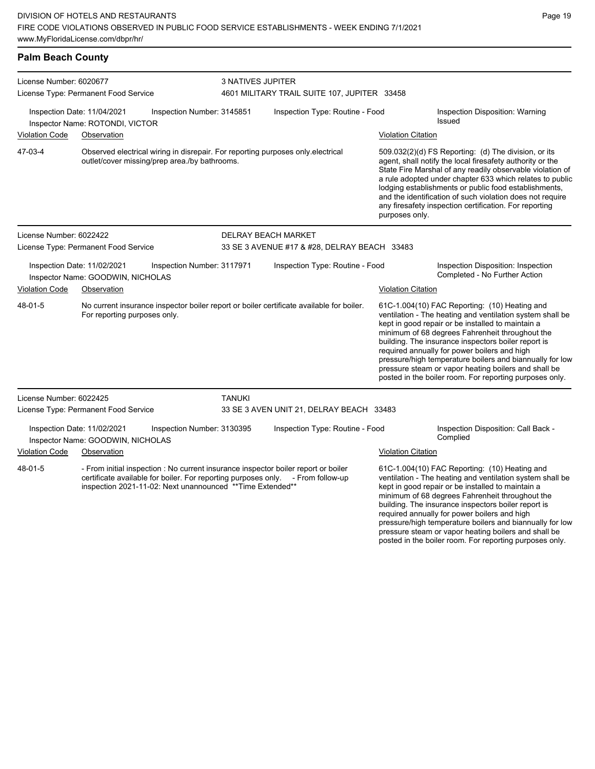## Palm Beach County

**License Number:** 6020677
**License Type:** Permanent Food Service
**3 NATIVES JUPITER**
4601 MILITARY TRAIL SUITE 107, JUPITER 33458

**Inspection Date:** 11/04/2021 | **Inspection Number:** 3145851 | **Inspection Type:** Routine - Food | **Inspection Disposition:** Warning Issued
**Inspector Name:** ROTONDI, VICTOR

| Violation Code | Observation | Violation Citation |
| --- | --- | --- |
| 47-03-4 | Observed electrical wiring in disrepair. For reporting purposes only.electrical outlet/cover missing/prep area./by bathrooms. | 509.032(2)(d) FS Reporting: (d) The division, or its agent, shall notify the local firesafety authority or the State Fire Marshal of any readily observable violation of a rule adopted under chapter 633 which relates to public lodging establishments or public food establishments, and the identification of such violation does not require any firesafety inspection certification. For reporting purposes only. |

---

**License Number:** 6022422
**License Type:** Permanent Food Service
**DELRAY BEACH MARKET**
33 SE 3 AVENUE #17 & #28, DELRAY BEACH 33483

**Inspection Date:** 11/02/2021 | **Inspection Number:** 3117971 | **Inspection Type:** Routine - Food | **Inspection Disposition:** Inspection Completed - No Further Action
**Inspector Name:** GOODWIN, NICHOLAS

| Violation Code | Observation | Violation Citation |
| --- | --- | --- |
| 48-01-5 | No current insurance inspector boiler report or boiler certificate available for boiler. For reporting purposes only. | 61C-1.004(10) FAC Reporting: (10) Heating and ventilation - The heating and ventilation system shall be kept in good repair or be installed to maintain a minimum of 68 degrees Fahrenheit throughout the building. The insurance inspectors boiler report is required annually for power boilers and high pressure/high temperature boilers and biannually for low pressure steam or vapor heating boilers and shall be posted in the boiler room. For reporting purposes only. |

---

**License Number:** 6022425
**License Type:** Permanent Food Service
**TANUKI**
33 SE 3 AVEN UNIT 21, DELRAY BEACH 33483

**Inspection Date:** 11/02/2021 | **Inspection Number:** 3130395 | **Inspection Type:** Routine - Food | **Inspection Disposition:** Call Back - Complied
**Inspector Name:** GOODWIN, NICHOLAS

| Violation Code | Observation | Violation Citation |
| --- | --- | --- |
| 48-01-5 | - From initial inspection : No current insurance inspector boiler report or boiler certificate available for boiler. For reporting purposes only. - From follow-up inspection 2021-11-02: Next unannounced **Time Extended** | 61C-1.004(10) FAC Reporting: (10) Heating and ventilation - The heating and ventilation system shall be kept in good repair or be installed to maintain a minimum of 68 degrees Fahrenheit throughout the building. The insurance inspectors boiler report is required annually for power boilers and high pressure/high temperature boilers and biannually for low pressure steam or vapor heating boilers and shall be posted in the boiler room. For reporting purposes only. |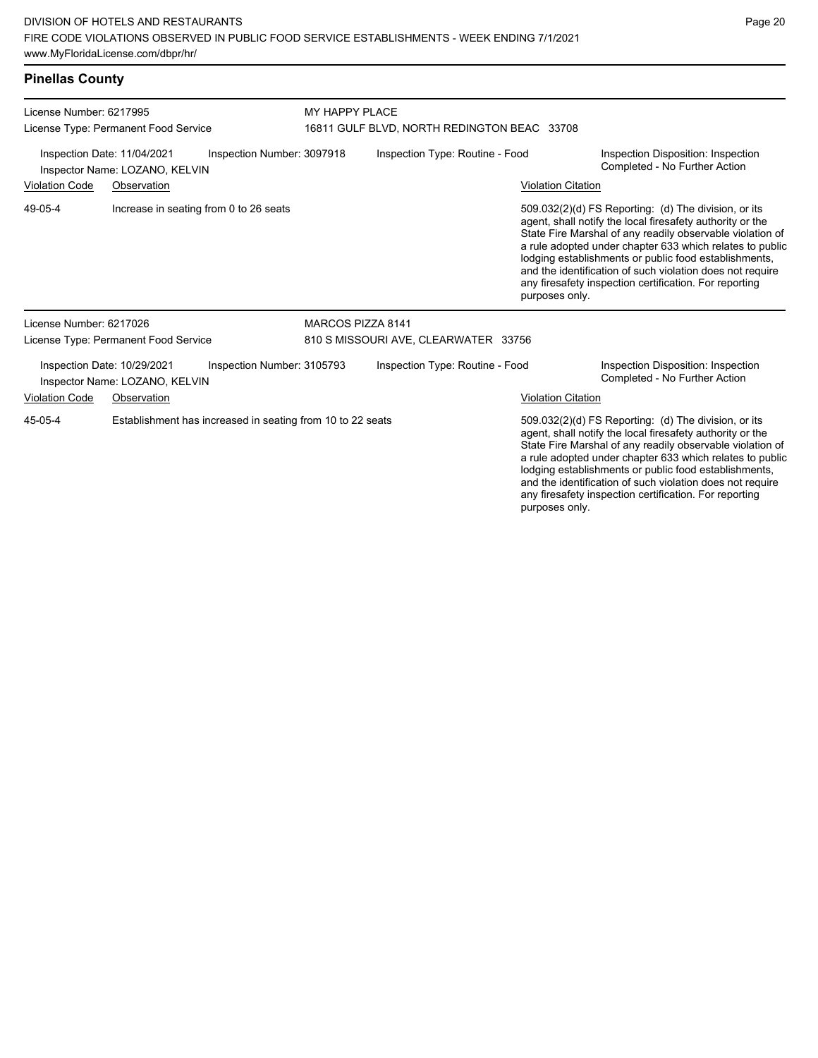## Pinellas County

License Number: 6217995
License Type: Permanent Food Service

MY HAPPY PLACE
16811 GULF BLVD, NORTH REDINGTON BEAC 33708

Inspection Date: 11/04/2021
Inspector Name: LOZANO, KELVIN
Inspection Number: 3097918
Inspection Type: Routine - Food
Inspection Disposition: Inspection Completed - No Further Action

| Violation Code | Observation | Violation Citation |
|---|---|---|
| 49-05-4 | Increase in seating from 0 to 26 seats | 509.032(2)(d) FS Reporting: (d) The division, or its agent, shall notify the local firesafety authority or the State Fire Marshal of any readily observable violation of a rule adopted under chapter 633 which relates to public lodging establishments or public food establishments, and the identification of such violation does not require any firesafety inspection certification. For reporting purposes only. |

License Number: 6217026
License Type: Permanent Food Service

MARCOS PIZZA 8141
810 S MISSOURI AVE, CLEARWATER 33756

Inspection Date: 10/29/2021
Inspector Name: LOZANO, KELVIN
Inspection Number: 3105793
Inspection Type: Routine - Food
Inspection Disposition: Inspection Completed - No Further Action

| Violation Code | Observation | Violation Citation |
|---|---|---|
| 45-05-4 | Establishment has increased in seating from 10 to 22 seats | 509.032(2)(d) FS Reporting: (d) The division, or its agent, shall notify the local firesafety authority or the State Fire Marshal of any readily observable violation of a rule adopted under chapter 633 which relates to public lodging establishments or public food establishments, and the identification of such violation does not require any firesafety inspection certification. For reporting purposes only. |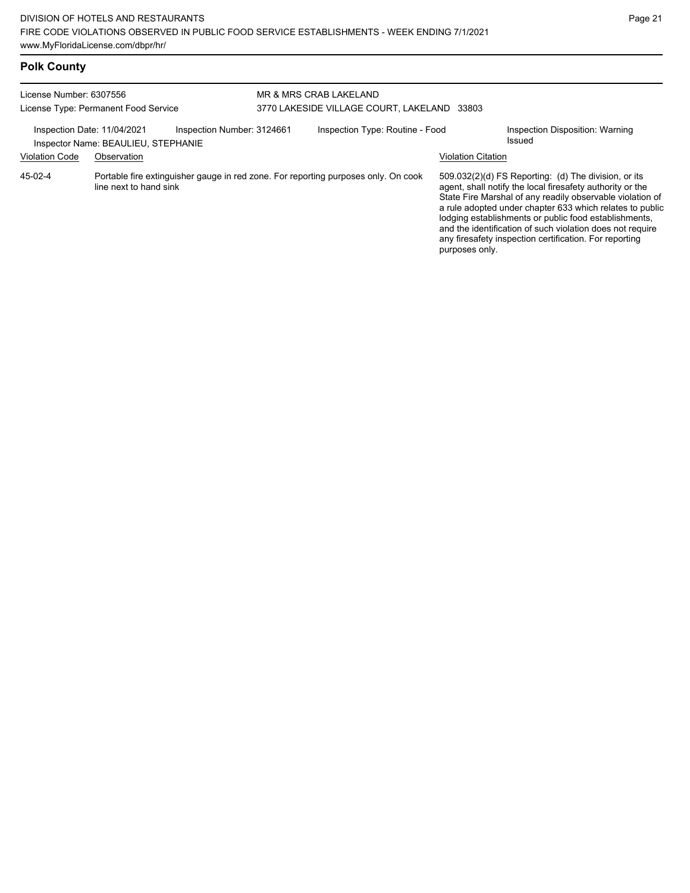## Polk County

| License Number: 6307556 | | MR & MRS CRAB LAKELAND | |
|---|---|---|---|
| License Type: Permanent Food Service | | 3770 LAKESIDE VILLAGE COURT, LAKELAND 33803 | |
| Inspection Date: 11/04/2021 | Inspection Number: 3124661 | Inspection Type: Routine - Food | Inspection Disposition: Warning Issued |
| Inspector Name: BEAULIEU, STEPHANIE | | | |

| Violation Code | Observation | Violation Citation |
|---|---|---|
| 45-02-4 | Portable fire extinguisher gauge in red zone. For reporting purposes only. On cook line next to hand sink | 509.032(2)(d) FS Reporting: (d) The division, or its agent, shall notify the local firesafety authority or the State Fire Marshal of any readily observable violation of a rule adopted under chapter 633 which relates to public lodging establishments or public food establishments, and the identification of such violation does not require any firesafety inspection certification. For reporting purposes only. |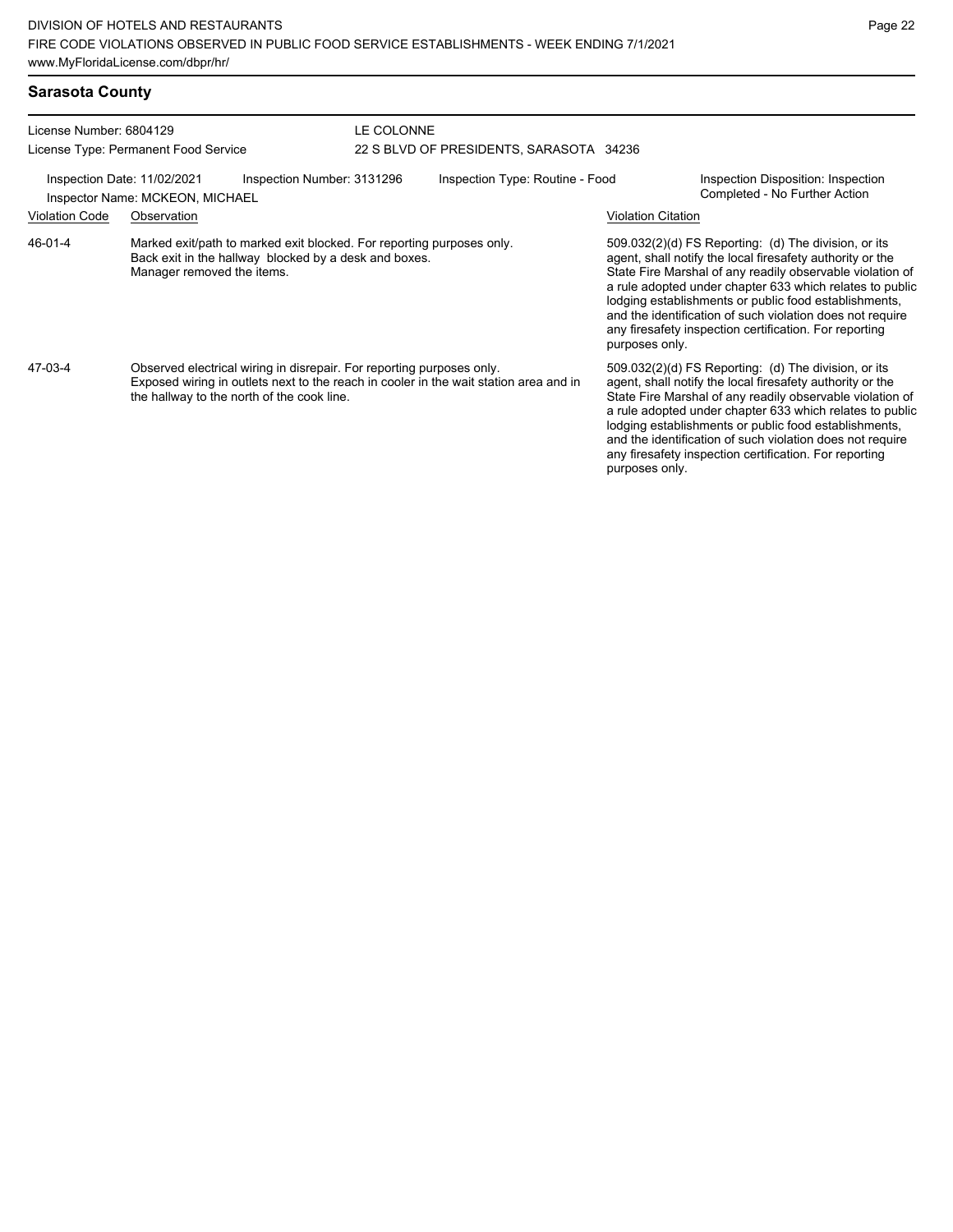## Sarasota County

License Number: 6804129
License Type: Permanent Food Service

LE COLONNE
22 S BLVD OF PRESIDENTS, SARASOTA 34236

Inspection Date: 11/02/2021
Inspector Name: MCKEON, MICHAEL
Inspection Number: 3131296
Inspection Type: Routine - Food
Inspection Disposition: Inspection Completed - No Further Action

| Violation Code | Observation | Violation Citation |
|---|---|---|
| 46-01-4 | Marked exit/path to marked exit blocked. For reporting purposes only. Back exit in the hallway blocked by a desk and boxes. Manager removed the items. | 509.032(2)(d) FS Reporting: (d) The division, or its agent, shall notify the local firesafety authority or the State Fire Marshal of any readily observable violation of a rule adopted under chapter 633 which relates to public lodging establishments or public food establishments, and the identification of such violation does not require any firesafety inspection certification. For reporting purposes only. |
| 47-03-4 | Observed electrical wiring in disrepair. For reporting purposes only. Exposed wiring in outlets next to the reach in cooler in the wait station area and in the hallway to the north of the cook line. | 509.032(2)(d) FS Reporting: (d) The division, or its agent, shall notify the local firesafety authority or the State Fire Marshal of any readily observable violation of a rule adopted under chapter 633 which relates to public lodging establishments or public food establishments, and the identification of such violation does not require any firesafety inspection certification. For reporting purposes only. |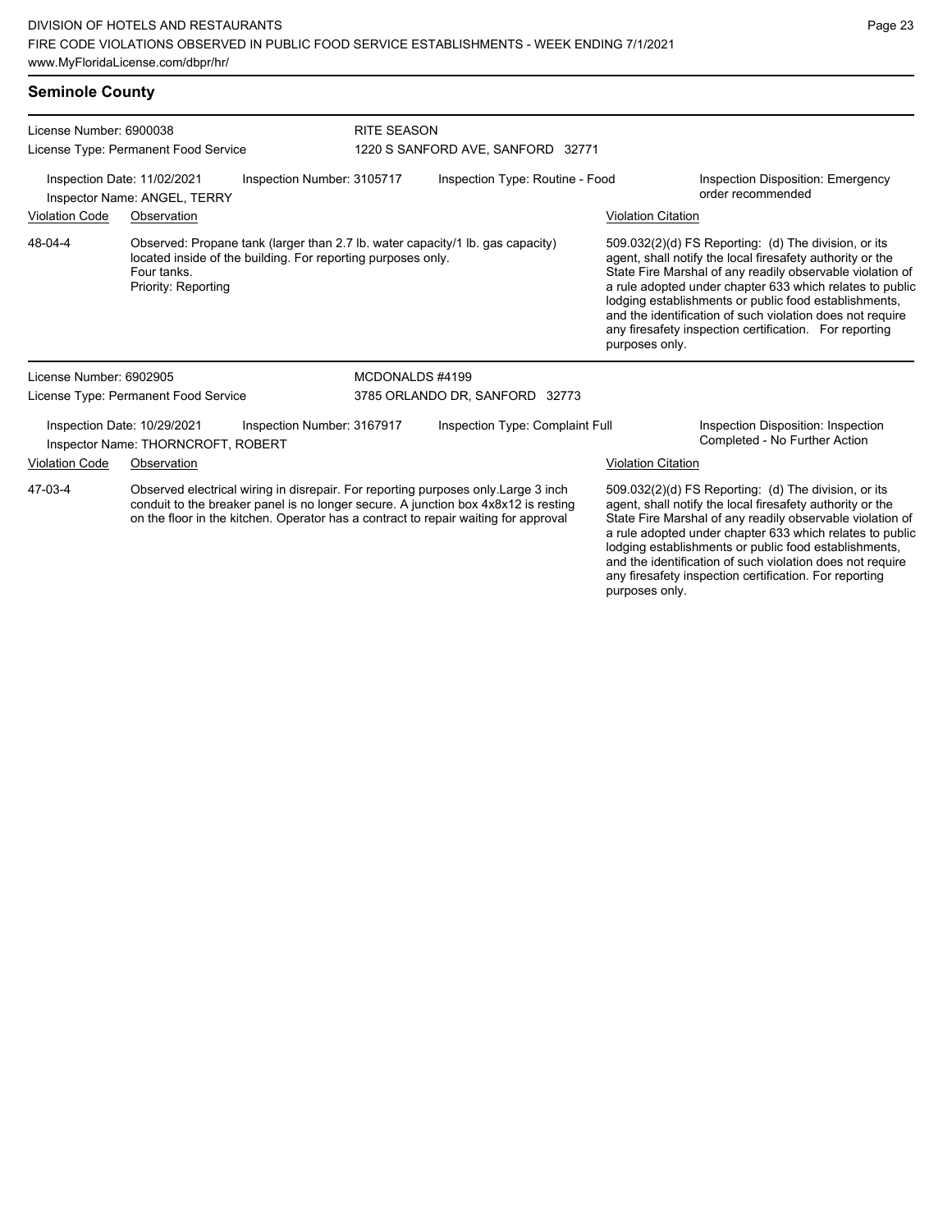## Seminole County

**License Number:** 6900038
**License Type:** Permanent Food Service
**RITE SEASON**
1220 S SANFORD AVE, SANFORD 32771

**Inspection Date:** 11/02/2021
**Inspector Name:** ANGEL, TERRY
**Inspection Number:** 3105717
**Inspection Type:** Routine - Food
**Inspection Disposition:** Emergency order recommended

| Violation Code | Observation | Violation Citation |
|---|---|---|
| 48-04-4 | Observed: Propane tank (larger than 2.7 lb. water capacity/1 lb. gas capacity) located inside of the building. For reporting purposes only. Four tanks. Priority: Reporting | 509.032(2)(d) FS Reporting: (d) The division, or its agent, shall notify the local firesafety authority or the State Fire Marshal of any readily observable violation of a rule adopted under chapter 633 which relates to public lodging establishments or public food establishments, and the identification of such violation does not require any firesafety inspection certification. For reporting purposes only. |

**License Number:** 6902905
**License Type:** Permanent Food Service
**MCDONALDS #4199**
3785 ORLANDO DR, SANFORD 32773

**Inspection Date:** 10/29/2021
**Inspector Name:** THORNCROFT, ROBERT
**Inspection Number:** 3167917
**Inspection Type:** Complaint Full
**Inspection Disposition:** Inspection Completed - No Further Action

| Violation Code | Observation | Violation Citation |
|---|---|---|
| 47-03-4 | Observed electrical wiring in disrepair. For reporting purposes only.Large 3 inch conduit to the breaker panel is no longer secure. A junction box 4x8x12 is resting on the floor in the kitchen. Operator has a contract to repair waiting for approval | 509.032(2)(d) FS Reporting: (d) The division, or its agent, shall notify the local firesafety authority or the State Fire Marshal of any readily observable violation of a rule adopted under chapter 633 which relates to public lodging establishments or public food establishments, and the identification of such violation does not require any firesafety inspection certification. For reporting purposes only. |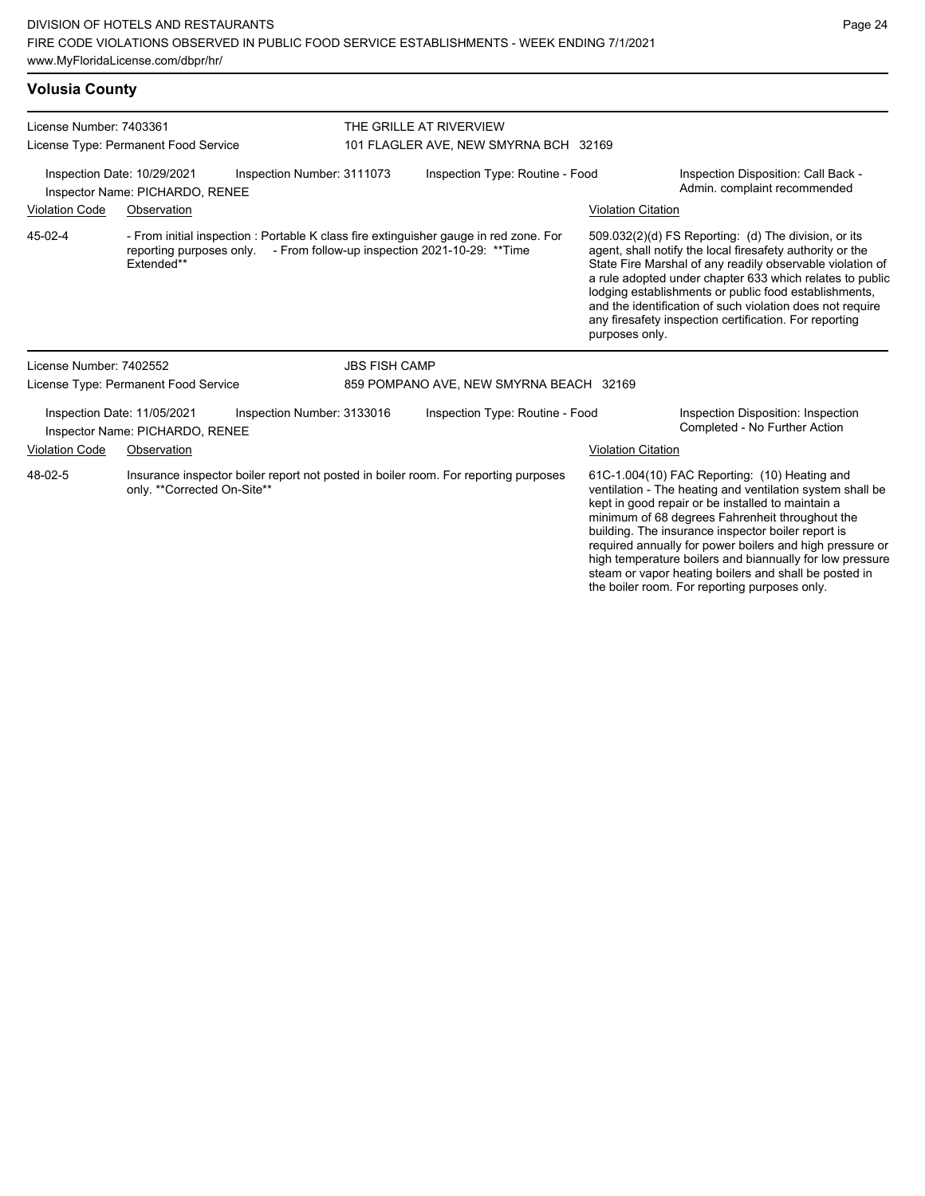## Volusia County

License Number: 7403361
License Type: Permanent Food Service

THE GRILLE AT RIVERVIEW
101 FLAGLER AVE, NEW SMYRNA BCH 32169

Inspection Date: 10/29/2021 | Inspection Number: 3111073 | Inspection Type: Routine - Food | Inspection Disposition: Call Back - Admin. complaint recommended
Inspector Name: PICHARDO, RENEE

| Violation Code | Observation | Violation Citation |
| --- | --- | --- |
| 45-02-4 | - From initial inspection : Portable K class fire extinguisher gauge in red zone. For reporting purposes only. - From follow-up inspection 2021-10-29: **Time Extended** | 509.032(2)(d) FS Reporting: (d) The division, or its agent, shall notify the local firesafety authority or the State Fire Marshal of any readily observable violation of a rule adopted under chapter 633 which relates to public lodging establishments or public food establishments, and the identification of such violation does not require any firesafety inspection certification. For reporting purposes only. |

License Number: 7402552
License Type: Permanent Food Service

JBS FISH CAMP
859 POMPANO AVE, NEW SMYRNA BEACH 32169

Inspection Date: 11/05/2021 | Inspection Number: 3133016 | Inspection Type: Routine - Food | Inspection Disposition: Inspection Completed - No Further Action
Inspector Name: PICHARDO, RENEE

| Violation Code | Observation | Violation Citation |
| --- | --- | --- |
| 48-02-5 | Insurance inspector boiler report not posted in boiler room. For reporting purposes only. **Corrected On-Site** | 61C-1.004(10) FAC Reporting: (10) Heating and ventilation - The heating and ventilation system shall be kept in good repair or be installed to maintain a minimum of 68 degrees Fahrenheit throughout the building. The insurance inspector boiler report is required annually for power boilers and high pressure or high temperature boilers and biannually for low pressure steam or vapor heating boilers and shall be posted in the boiler room. For reporting purposes only. |